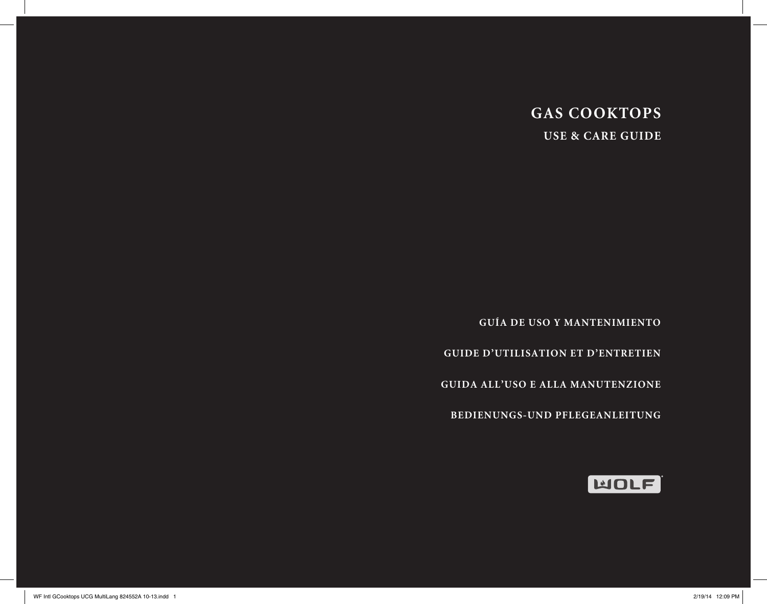# GAS COOKTOPS

## USE & CARE GUIDE

GUÍA DE USO Y MANTENIMIENTO

GUIDE D'UTILISATION ET D'ENTRETIEN

GUIDA ALL'USO E ALLA MANUTENZIONE

BEDIENUNGS-UND PFLEGEANLEITUNG

WOLF®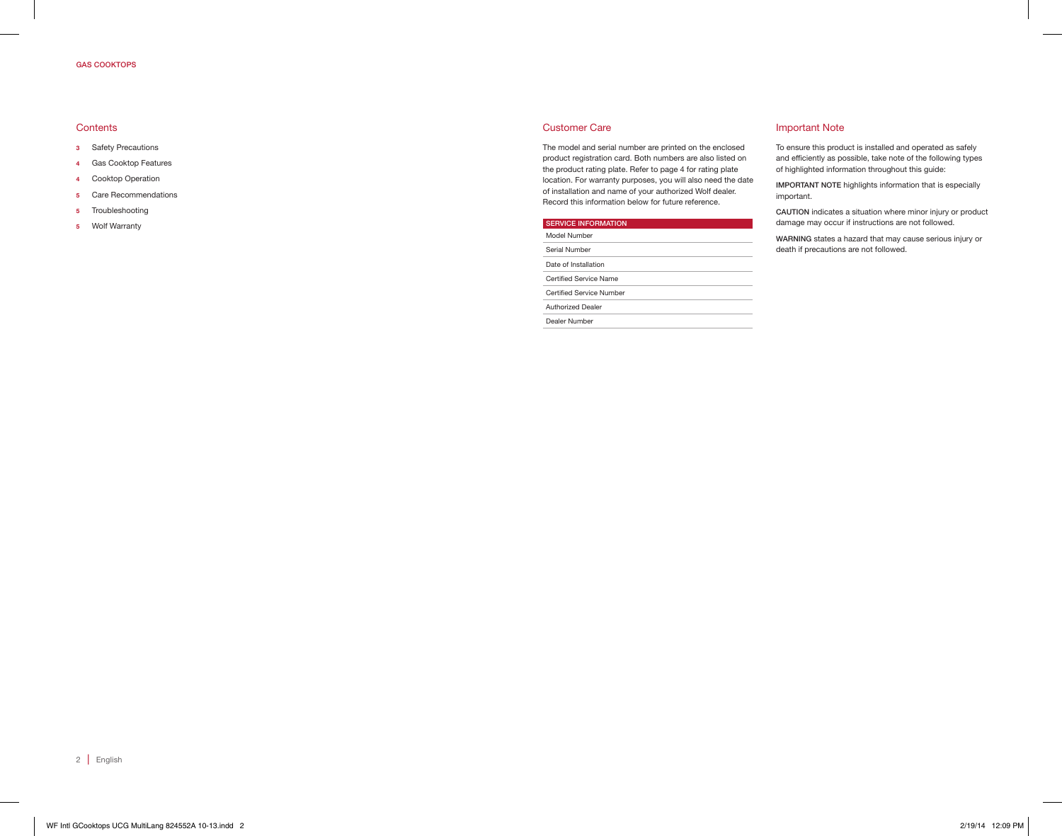## Contents

- **3** Safety Precautions
- **4** Gas Cooktop Features
- **4** Cooktop Operation
- **5** Care Recommendations
- **5** Troubleshooting
- **5** Wolf Warranty

## Customer Care

The model and serial number are printed on the enclosed product registration card. Both numbers are also listed on the product rating plate. Refer to page 4 for rating plate location. For warranty purposes, you will also need the date of installation and name of your authorized Wolf dealer. Record this information below for future reference.

| SERVICE INFORMATION |
|---|
| Model Number |
| Serial Number |
| Date of Installation |
| Certified Service Name |
| Certified Service Number |
| Authorized Dealer |
| Dealer Number |

## Important Note

To ensure this product is installed and operated as safely and efficiently as possible, take note of the following types of highlighted information throughout this guide:

**IMPORTANT NOTE** highlights information that is especially important.

**CAUTION** indicates a situation where minor injury or product damage may occur if instructions are not followed.

**WARNING** states a hazard that may cause serious injury or death if precautions are not followed.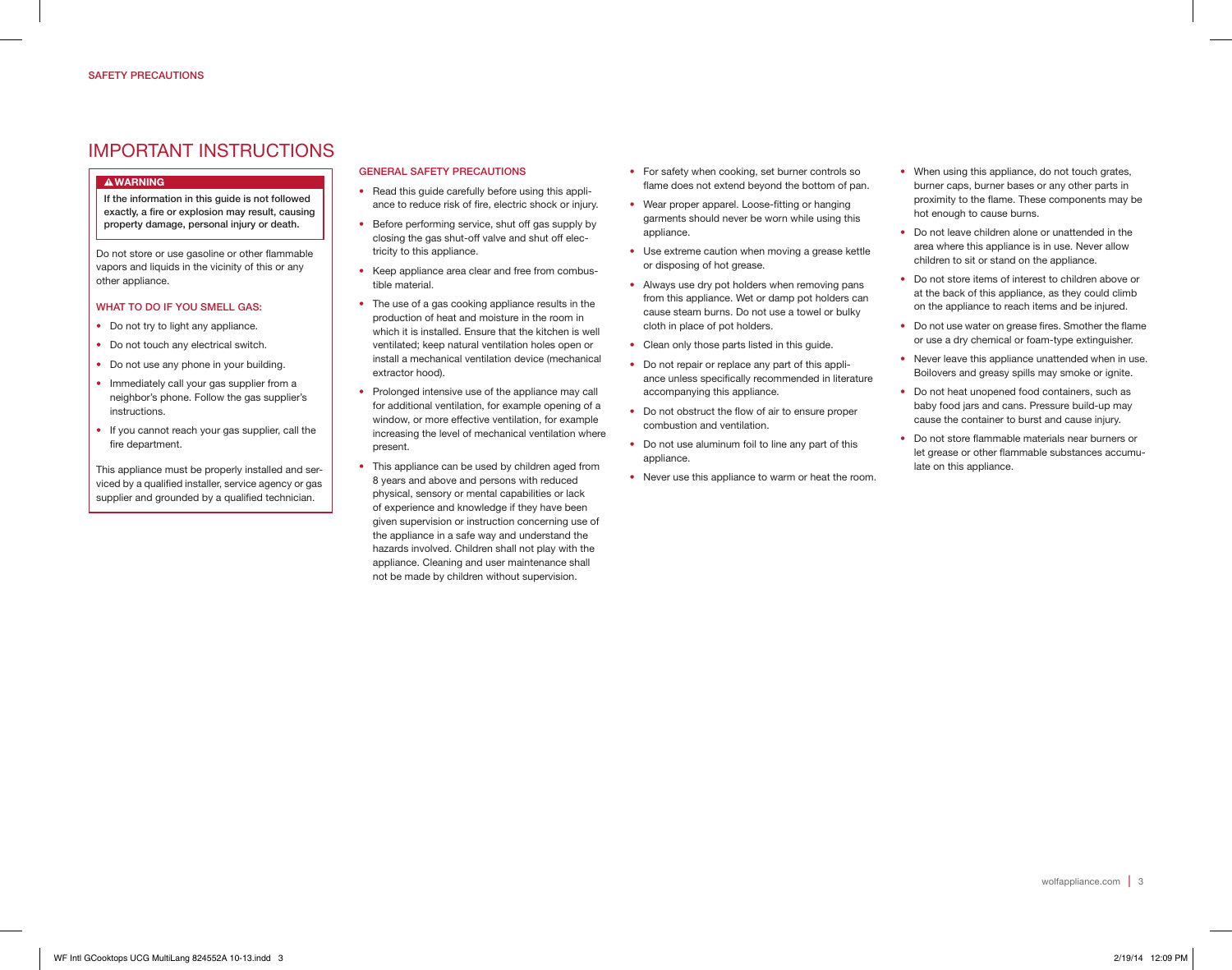SAFETY PRECAUTIONS

# IMPORTANT INSTRUCTIONS

**⚠WARNING**

**If the information in this guide is not followed exactly, a fire or explosion may result, causing property damage, personal injury or death.**

Do not store or use gasoline or other flammable vapors and liquids in the vicinity of this or any other appliance.

### WHAT TO DO IF YOU SMELL GAS:

- Do not try to light any appliance.
- Do not touch any electrical switch.
- Do not use any phone in your building.
- Immediately call your gas supplier from a neighbor's phone. Follow the gas supplier's instructions.
- If you cannot reach your gas supplier, call the fire department.

This appliance must be properly installed and serviced by a qualified installer, service agency or gas supplier and grounded by a qualified technician.

### GENERAL SAFETY PRECAUTIONS

- Read this guide carefully before using this appliance to reduce risk of fire, electric shock or injury.
- Before performing service, shut off gas supply by closing the gas shut-off valve and shut off electricity to this appliance.
- Keep appliance area clear and free from combustible material.
- The use of a gas cooking appliance results in the production of heat and moisture in the room in which it is installed. Ensure that the kitchen is well ventilated; keep natural ventilation holes open or install a mechanical ventilation device (mechanical extractor hood).
- Prolonged intensive use of the appliance may call for additional ventilation, for example opening of a window, or more effective ventilation, for example increasing the level of mechanical ventilation where present.
- This appliance can be used by children aged from 8 years and above and persons with reduced physical, sensory or mental capabilities or lack of experience and knowledge if they have been given supervision or instruction concerning use of the appliance in a safe way and understand the hazards involved. Children shall not play with the appliance. Cleaning and user maintenance shall not be made by children without supervision.
- For safety when cooking, set burner controls so flame does not extend beyond the bottom of pan.
- Wear proper apparel. Loose-fitting or hanging garments should never be worn while using this appliance.
- Use extreme caution when moving a grease kettle or disposing of hot grease.
- Always use dry pot holders when removing pans from this appliance. Wet or damp pot holders can cause steam burns. Do not use a towel or bulky cloth in place of pot holders.
- Clean only those parts listed in this guide.
- Do not repair or replace any part of this appliance unless specifically recommended in literature accompanying this appliance.
- Do not obstruct the flow of air to ensure proper combustion and ventilation.
- Do not use aluminum foil to line any part of this appliance.
- Never use this appliance to warm or heat the room.
- When using this appliance, do not touch grates, burner caps, burner bases or any other parts in proximity to the flame. These components may be hot enough to cause burns.
- Do not leave children alone or unattended in the area where this appliance is in use. Never allow children to sit or stand on the appliance.
- Do not store items of interest to children above or at the back of this appliance, as they could climb on the appliance to reach items and be injured.
- Do not use water on grease fires. Smother the flame or use a dry chemical or foam-type extinguisher.
- Never leave this appliance unattended when in use. Boilovers and greasy spills may smoke or ignite.
- Do not heat unopened food containers, such as baby food jars and cans. Pressure build-up may cause the container to burst and cause injury.
- Do not store flammable materials near burners or let grease or other flammable substances accumulate on this appliance.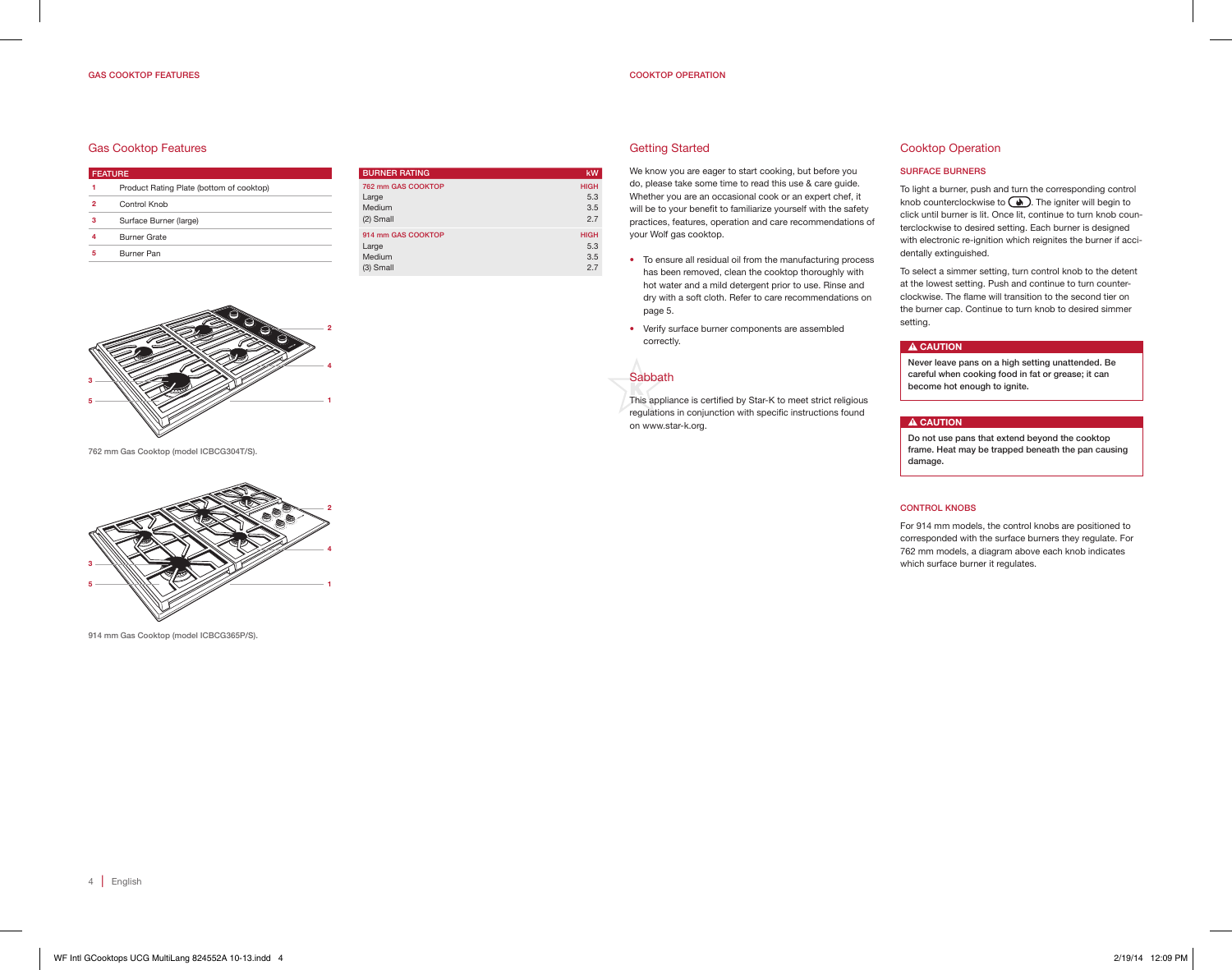GAS COOKTOP FEATURES

## Gas Cooktop Features

| FEATURE | |
|---|---|
| 1 | Product Rating Plate (bottom of cooktop) |
| 2 | Control Knob |
| 3 | Surface Burner (large) |
| 4 | Burner Grate |
| 5 | Burner Pan |

| BURNER RATING | kW |
|---|---|
| 762 mm GAS COOKTOP | HIGH |
| Large | 5.3 |
| Medium | 3.5 |
| (2) Small | 2.7 |
| 914 mm GAS COOKTOP | HIGH |
| Large | 5.3 |
| Medium | 3.5 |
| (3) Small | 2.7 |

762 mm Gas Cooktop (model ICBCG304T/S).

914 mm Gas Cooktop (model ICBCG365P/S).

COOKTOP OPERATION

## Getting Started

We know you are eager to start cooking, but before you do, please take some time to read this use & care guide. Whether you are an occasional cook or an expert chef, it will be to your benefit to familiarize yourself with the safety practices, features, operation and care recommendations of your Wolf gas cooktop.

- To ensure all residual oil from the manufacturing process has been removed, clean the cooktop thoroughly with hot water and a mild detergent prior to use. Rinse and dry with a soft cloth. Refer to care recommendations on page 5.
- Verify surface burner components are assembled correctly.

## Sabbath

This appliance is certified by Star-K to meet strict religious regulations in conjunction with specific instructions found on www.star-k.org.

## Cooktop Operation

### SURFACE BURNERS

To light a burner, push and turn the corresponding control knob counterclockwise to (igniter symbol). The igniter will begin to click until burner is lit. Once lit, continue to turn knob counterclockwise to desired setting. Each burner is designed with electronic re-ignition which reignites the burner if accidentally extinguished.

To select a simmer setting, turn control knob to the detent at the lowest setting. Push and continue to turn counterclockwise. The flame will transition to the second tier on the burner cap. Continue to turn knob to desired simmer setting.

**⚠ CAUTION**

**Never leave pans on a high setting unattended. Be careful when cooking food in fat or grease; it can become hot enough to ignite.**

**⚠ CAUTION**

**Do not use pans that extend beyond the cooktop frame. Heat may be trapped beneath the pan causing damage.**

### CONTROL KNOBS

For 914 mm models, the control knobs are positioned to corresponded with the surface burners they regulate. For 762 mm models, a diagram above each knob indicates which surface burner it regulates.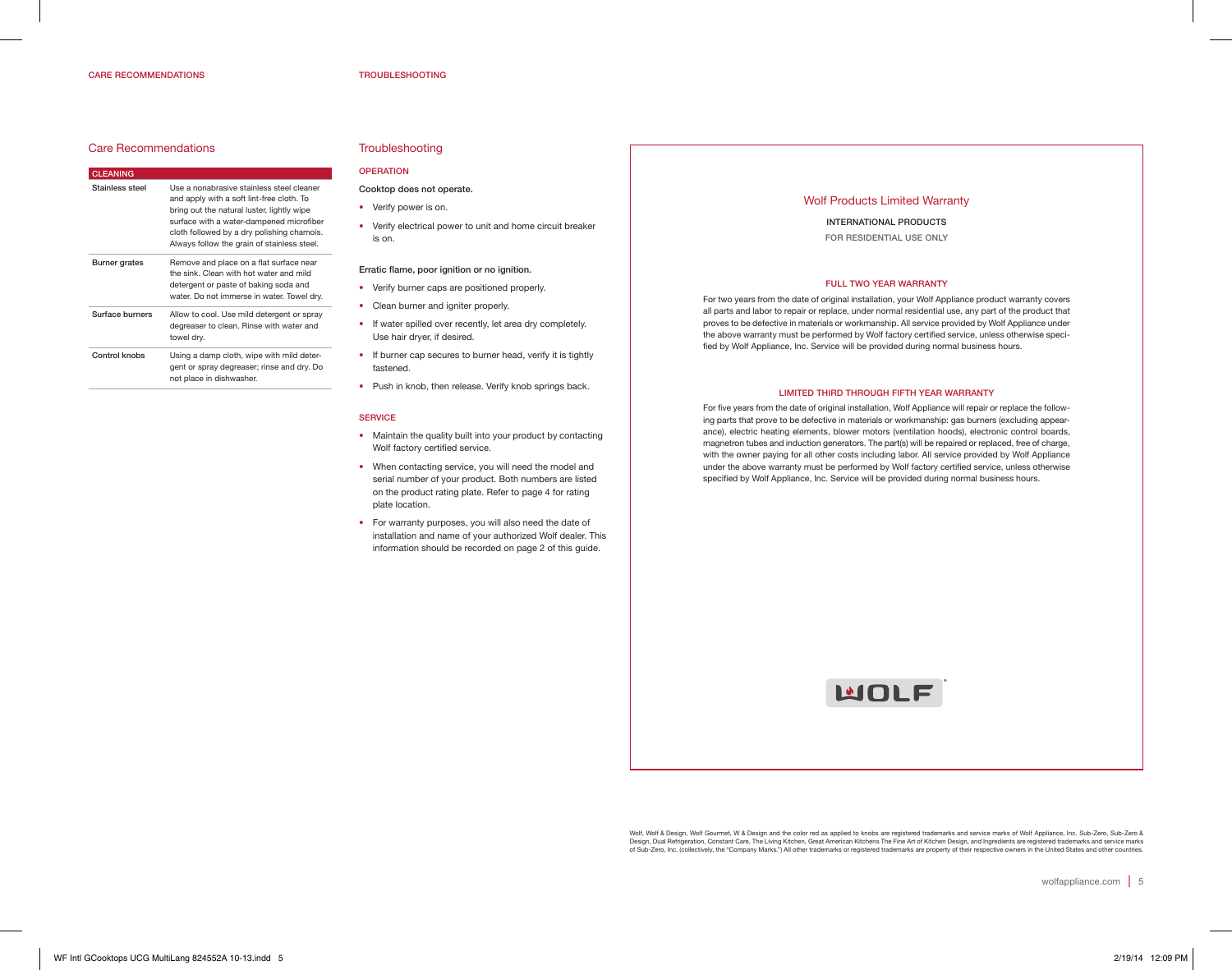# Care Recommendations

| CLEANING | |
|---|---|
| Stainless steel | Use a nonabrasive stainless steel cleaner and apply with a soft lint-free cloth. To bring out the natural luster, lightly wipe surface with a water-dampened microfiber cloth followed by a dry polishing chamois. Always follow the grain of stainless steel. |
| Burner grates | Remove and place on a flat surface near the sink. Clean with hot water and mild detergent or paste of baking soda and water. Do not immerse in water. Towel dry. |
| Surface burners | Allow to cool. Use mild detergent or spray degreaser to clean. Rinse with water and towel dry. |
| Control knobs | Using a damp cloth, wipe with mild detergent or spray degreaser; rinse and dry. Do not place in dishwasher. |

# Troubleshooting

## OPERATION

**Cooktop does not operate.**

- Verify power is on.
- Verify electrical power to unit and home circuit breaker is on.

**Erratic flame, poor ignition or no ignition.**

- Verify burner caps are positioned properly.
- Clean burner and igniter properly.
- If water spilled over recently, let area dry completely. Use hair dryer, if desired.
- If burner cap secures to burner head, verify it is tightly fastened.
- Push in knob, then release. Verify knob springs back.

## SERVICE

- Maintain the quality built into your product by contacting Wolf factory certified service.
- When contacting service, you will need the model and serial number of your product. Both numbers are listed on the product rating plate. Refer to page 4 for rating plate location.
- For warranty purposes, you will also need the date of installation and name of your authorized Wolf dealer. This information should be recorded on page 2 of this guide.

# Wolf Products Limited Warranty

INTERNATIONAL PRODUCTS

FOR RESIDENTIAL USE ONLY

## FULL TWO YEAR WARRANTY

For two years from the date of original installation, your Wolf Appliance product warranty covers all parts and labor to repair or replace, under normal residential use, any part of the product that proves to be defective in materials or workmanship. All service provided by Wolf Appliance under the above warranty must be performed by Wolf factory certified service, unless otherwise specified by Wolf Appliance, Inc. Service will be provided during normal business hours.

## LIMITED THIRD THROUGH FIFTH YEAR WARRANTY

For five years from the date of original installation, Wolf Appliance will repair or replace the following parts that prove to be defective in materials or workmanship: gas burners (excluding appearance), electric heating elements, blower motors (ventilation hoods), electronic control boards, magnetron tubes and induction generators. The part(s) will be repaired or replaced, free of charge, with the owner paying for all other costs including labor. All service provided by Wolf Appliance under the above warranty must be performed by Wolf factory certified service, unless otherwise specified by Wolf Appliance, Inc. Service will be provided during normal business hours.

WOLF®

Wolf, Wolf & Design, Wolf Gourmet, W & Design and the color red as applied to knobs are registered trademarks and service marks of Wolf Appliance, Inc. Sub-Zero, Sub-Zero & Design, Dual Refrigeration, Constant Care, The Living Kitchen, Great American Kitchens The Fine Art of Kitchen Design, and Ingredients are registered trademarks and service marks of Sub-Zero, Inc. (collectively, the "Company Marks.") All other trademarks or registered trademarks are property of their respective owners in the United States and other countries.

wolfappliance.com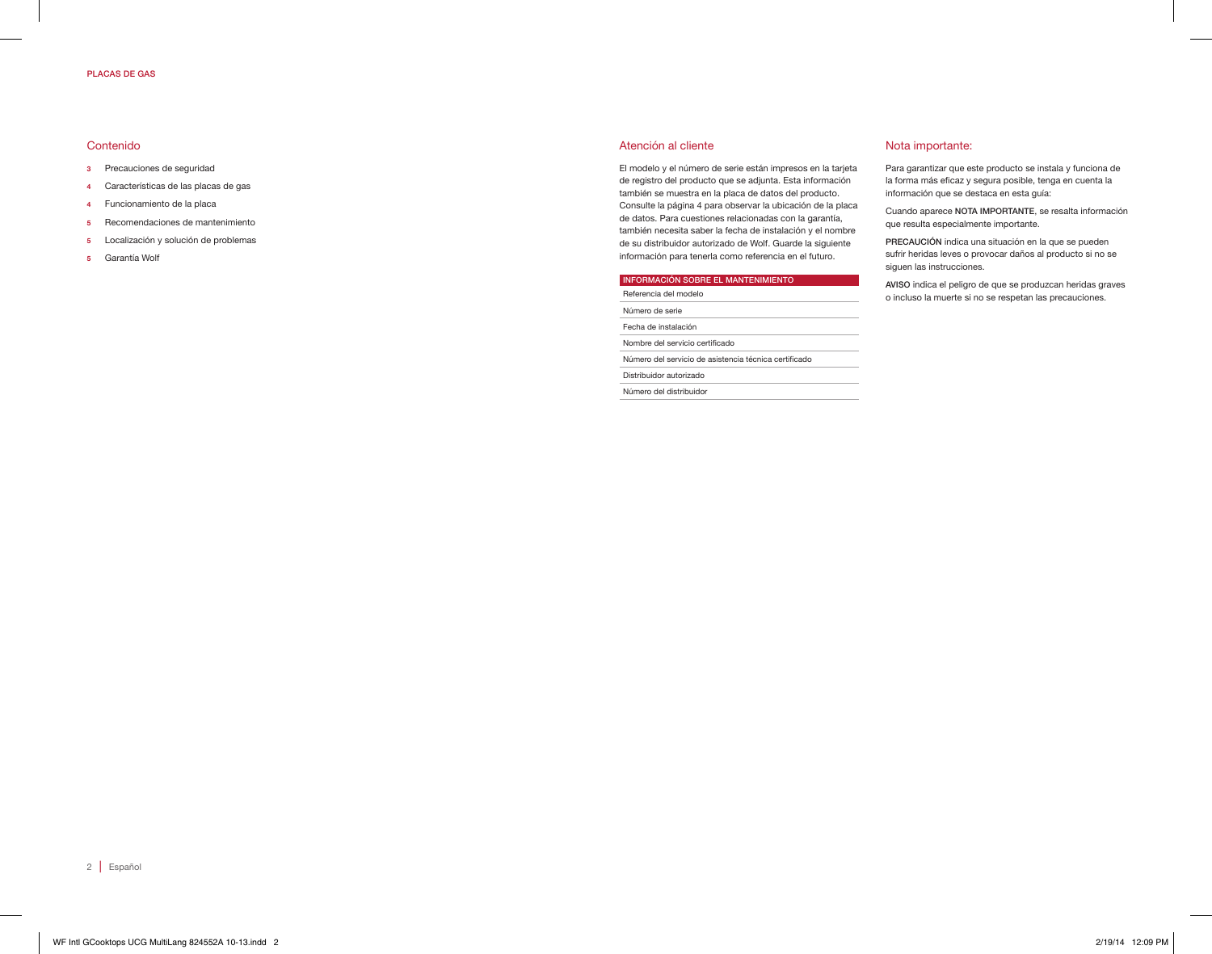## Contenido

- **3** Precauciones de seguridad
- **4** Características de las placas de gas
- **4** Funcionamiento de la placa
- **5** Recomendaciones de mantenimiento
- **5** Localización y solución de problemas
- **5** Garantía Wolf

## Atención al cliente

El modelo y el número de serie están impresos en la tarjeta de registro del producto que se adjunta. Esta información también se muestra en la placa de datos del producto. Consulte la página 4 para observar la ubicación de la placa de datos. Para cuestiones relacionadas con la garantía, también necesita saber la fecha de instalación y el nombre de su distribuidor autorizado de Wolf. Guarde la siguiente información para tenerla como referencia en el futuro.

| INFORMACIÓN SOBRE EL MANTENIMIENTO |
| --- |
| Referencia del modelo |
| Número de serie |
| Fecha de instalación |
| Nombre del servicio certificado |
| Número del servicio de asistencia técnica certificado |
| Distribuidor autorizado |
| Número del distribuidor |

## Nota importante:

Para garantizar que este producto se instala y funciona de la forma más eficaz y segura posible, tenga en cuenta la información que se destaca en esta guía:

Cuando aparece **NOTA IMPORTANTE**, se resalta información que resulta especialmente importante.

**PRECAUCIÓN** indica una situación en la que se pueden sufrir heridas leves o provocar daños al producto si no se siguen las instrucciones.

**AVISO** indica el peligro de que se produzcan heridas graves o incluso la muerte si no se respetan las precauciones.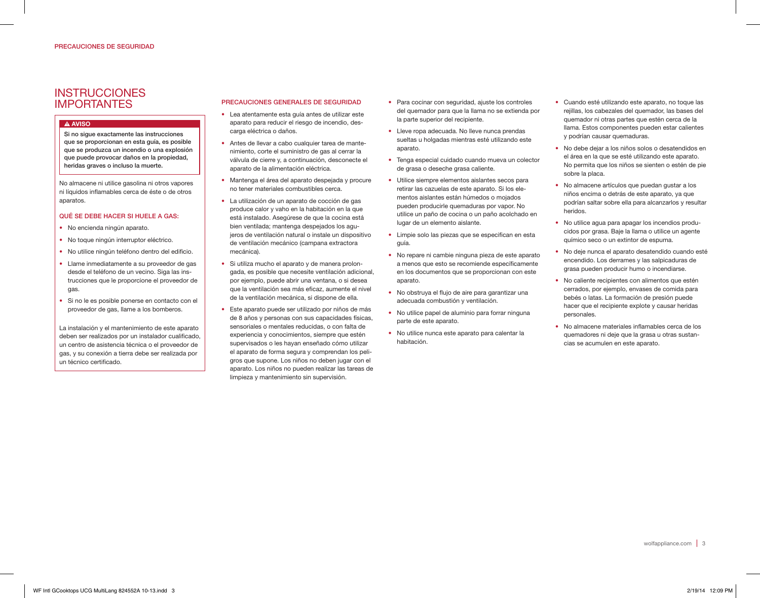PRECAUCIONES DE SEGURIDAD

# INSTRUCCIONES IMPORTANTES

**⚠ AVISO**

**Si no sigue exactamente las instrucciones que se proporcionan en esta guía, es posible que se produzca un incendio o una explosión que puede provocar daños en la propiedad, heridas graves o incluso la muerte.**

No almacene ni utilice gasolina ni otros vapores ni líquidos inflamables cerca de éste o de otros aparatos.

### QUÉ SE DEBE HACER SI HUELE A GAS:

- No encienda ningún aparato.
- No toque ningún interruptor eléctrico.
- No utilice ningún teléfono dentro del edificio.
- Llame inmediatamente a su proveedor de gas desde el teléfono de un vecino. Siga las instrucciones que le proporcione el proveedor de gas.
- Si no le es posible ponerse en contacto con el proveedor de gas, llame a los bomberos.

La instalación y el mantenimiento de este aparato deben ser realizados por un instalador cualificado, un centro de asistencia técnica o el proveedor de gas, y su conexión a tierra debe ser realizada por un técnico certificado.

### PRECAUCIONES GENERALES DE SEGURIDAD

- Lea atentamente esta guía antes de utilizar este aparato para reducir el riesgo de incendio, descarga eléctrica o daños.
- Antes de llevar a cabo cualquier tarea de mantenimiento, corte el suministro de gas al cerrar la válvula de cierre y, a continuación, desconecte el aparato de la alimentación eléctrica.
- Mantenga el área del aparato despejada y procure no tener materiales combustibles cerca.
- La utilización de un aparato de cocción de gas produce calor y vaho en la habitación en la que está instalado. Asegúrese de que la cocina está bien ventilada; mantenga despejados los agujeros de ventilación natural o instale un dispositivo de ventilación mecánico (campana extractora mecánica).
- Si utiliza mucho el aparato y de manera prolongada, es posible que necesite ventilación adicional, por ejemplo, puede abrir una ventana, o si desea que la ventilación sea más eficaz, aumente el nivel de la ventilación mecánica, si dispone de ella.
- Este aparato puede ser utilizado por niños de más de 8 años y personas con sus capacidades físicas, sensoriales o mentales reducidas, o con falta de experiencia y conocimientos, siempre que estén supervisados o les hayan enseñado cómo utilizar el aparato de forma segura y comprendan los peligros que supone. Los niños no deben jugar con el aparato. Los niños no pueden realizar las tareas de limpieza y mantenimiento sin supervisión.
- Para cocinar con seguridad, ajuste los controles del quemador para que la llama no se extienda por la parte superior del recipiente.
- Lleve ropa adecuada. No lleve nunca prendas sueltas u holgadas mientras esté utilizando este aparato.
- Tenga especial cuidado cuando mueva un colector de grasa o deseche grasa caliente.
- Utilice siempre elementos aislantes secos para retirar las cazuelas de este aparato. Si los elementos aislantes están húmedos o mojados pueden producirle quemaduras por vapor. No utilice un paño de cocina o un paño acolchado en lugar de un elemento aislante.
- Limpie solo las piezas que se especifican en esta guía.
- No repare ni cambie ninguna pieza de este aparato a menos que esto se recomiende específicamente en los documentos que se proporcionan con este aparato.
- No obstruya el flujo de aire para garantizar una adecuada combustión y ventilación.
- No utilice papel de aluminio para forrar ninguna parte de este aparato.
- No utilice nunca este aparato para calentar la habitación.
- Cuando esté utilizando este aparato, no toque las rejillas, los cabezales del quemador, las bases del quemador ni otras partes que estén cerca de la llama. Estos componentes pueden estar calientes y podrían causar quemaduras.
- No debe dejar a los niños solos o desatendidos en el área en la que se esté utilizando este aparato. No permita que los niños se sienten o estén de pie sobre la placa.
- No almacene artículos que puedan gustar a los niños encima o detrás de este aparato, ya que podrían saltar sobre ella para alcanzarlos y resultar heridos.
- No utilice agua para apagar los incendios producidos por grasa. Baje la llama o utilice un agente químico seco o un extintor de espuma.
- No deje nunca el aparato desatendido cuando esté encendido. Los derrames y las salpicaduras de grasa pueden producir humo o incendiarse.
- No caliente recipientes con alimentos que estén cerrados, por ejemplo, envases de comida para bebés o latas. La formación de presión puede hacer que el recipiente explote y causar heridas personales.
- No almacene materiales inflamables cerca de los quemadores ni deje que la grasa u otras sustancias se acumulen en este aparato.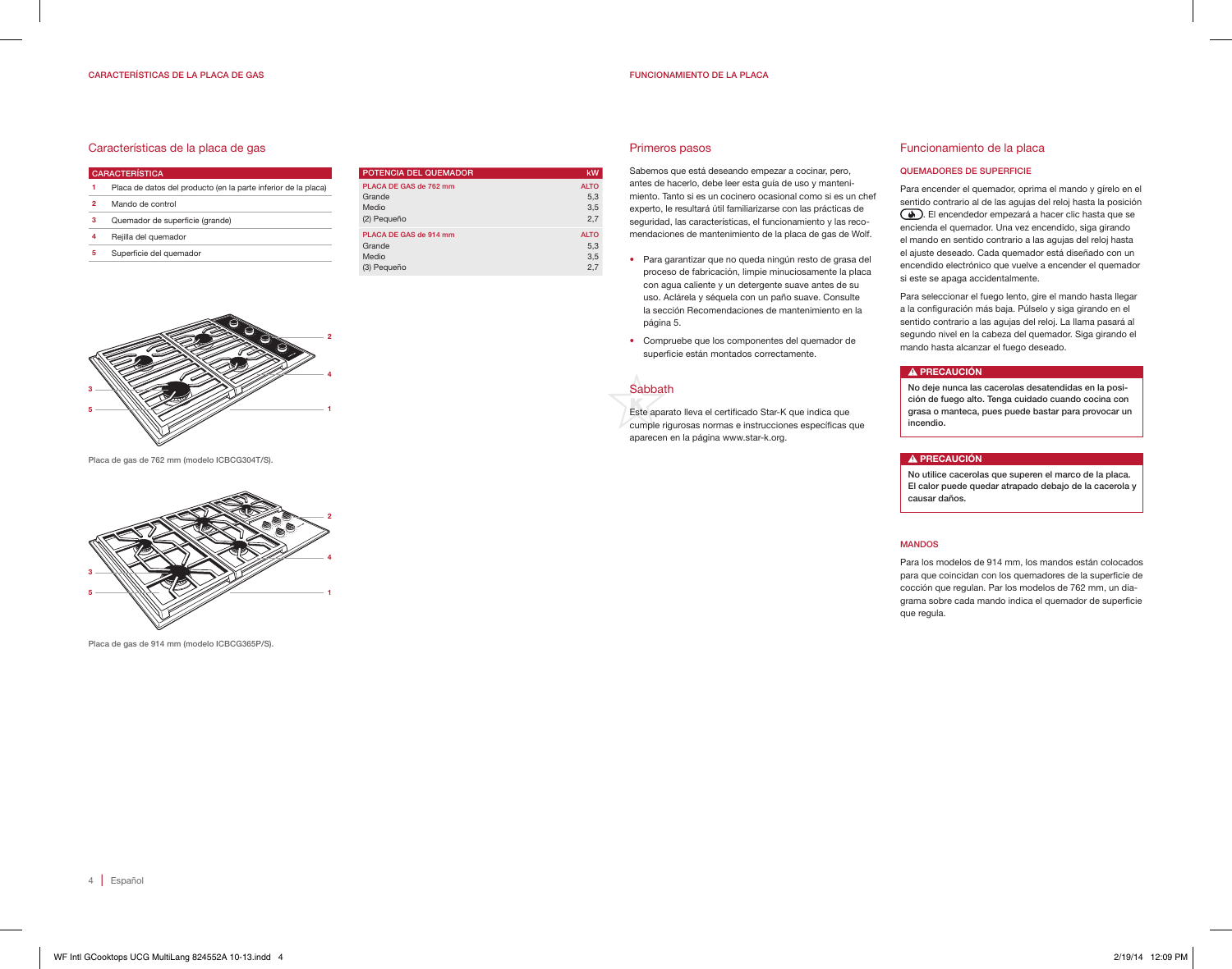## Características de la placa de gas

| CARACTERÍSTICA | |
|---|---|
| 1 | Placa de datos del producto (en la parte inferior de la placa) |
| 2 | Mando de control |
| 3 | Quemador de superficie (grande) |
| 4 | Rejilla del quemador |
| 5 | Superficie del quemador |

| POTENCIA DEL QUEMADOR | kW |
|---|---|
| PLACA DE GAS de 762 mm | ALTO |
| Grande | 5,3 |
| Medio | 3,5 |
| (2) Pequeño | 2,7 |
| PLACA DE GAS de 914 mm | ALTO |
| Grande | 5,3 |
| Medio | 3,5 |
| (3) Pequeño | 2,7 |

Placa de gas de 762 mm (modelo ICBCG304T/S).

Placa de gas de 914 mm (modelo ICBCG365P/S).

## Primeros pasos

Sabemos que está deseando empezar a cocinar, pero, antes de hacerlo, debe leer esta guía de uso y mantenimiento. Tanto si es un cocinero ocasional como si es un chef experto, le resultará útil familiarizarse con las prácticas de seguridad, las características, el funcionamiento y las recomendaciones de mantenimiento de la placa de gas de Wolf.

- Para garantizar que no queda ningún resto de grasa del proceso de fabricación, limpie minuciosamente la placa con agua caliente y un detergente suave antes de su uso. Aclárela y séquela con un paño suave. Consulte la sección Recomendaciones de mantenimiento en la página 5.
- Compruebe que los componentes del quemador de superficie están montados correctamente.

## Sabbath

Este aparato lleva el certificado Star-K que indica que cumple rigurosas normas e instrucciones específicas que aparecen en la página www.star-k.org.

## Funcionamiento de la placa

### QUEMADORES DE SUPERFICIE

Para encender el quemador, oprima el mando y gírelo en el sentido contrario al de las agujas del reloj hasta la posición (encendido). El encendedor empezará a hacer clic hasta que se encienda el quemador. Una vez encendido, siga girando el mando en sentido contrario a las agujas del reloj hasta el ajuste deseado. Cada quemador está diseñado con un encendido electrónico que vuelve a encender el quemador si este se apaga accidentalmente.

Para seleccionar el fuego lento, gire el mando hasta llegar a la configuración más baja. Púlselo y siga girando en el sentido contrario a las agujas del reloj. La llama pasará al segundo nivel en la cabeza del quemador. Siga girando el mando hasta alcanzar el fuego deseado.

**⚠ PRECAUCIÓN**

**No deje nunca las cacerolas desatendidas en la posición de fuego alto. Tenga cuidado cuando cocina con grasa o manteca, pues puede bastar para provocar un incendio.**

**⚠ PRECAUCIÓN**

**No utilice cacerolas que superen el marco de la placa. El calor puede quedar atrapado debajo de la cacerola y causar daños.**

### MANDOS

Para los modelos de 914 mm, los mandos están colocados para que coincidan con los quemadores de la superficie de cocción que regulan. Par los modelos de 762 mm, un diagrama sobre cada mando indica el quemador de superficie que regula.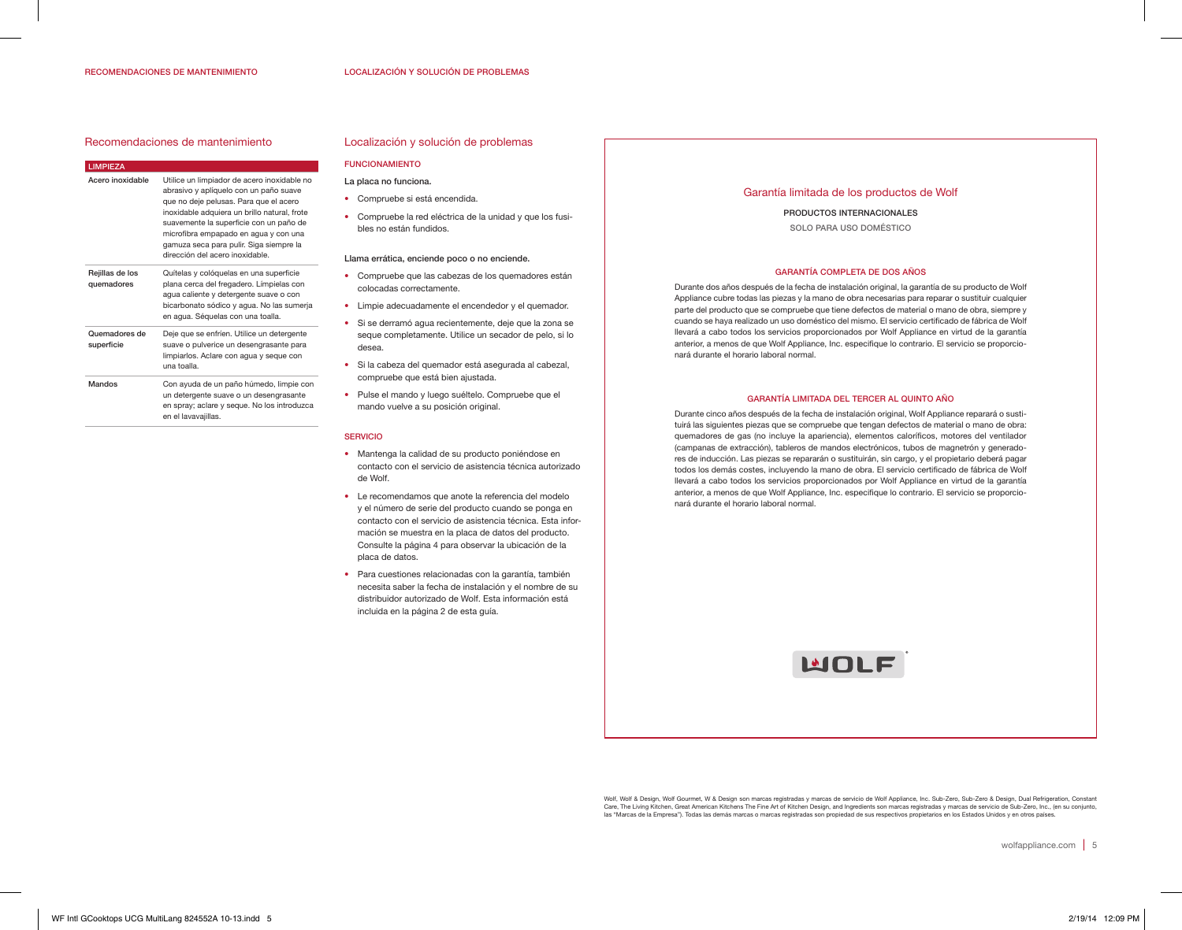## Recomendaciones de mantenimiento

| LIMPIEZA | |
|---|---|
| Acero inoxidable | Utilice un limpiador de acero inoxidable no abrasivo y aplíquelo con un paño suave que no deje pelusas. Para que el acero inoxidable adquiera un brillo natural, frote suavemente la superficie con un paño de microfibra empapado en agua y con una gamuza seca para pulir. Siga siempre la dirección del acero inoxidable. |
| Rejillas de los quemadores | Quítelas y colóquelas en una superficie plana cerca del fregadero. Límpielas con agua caliente y detergente suave o con bicarbonato sódico y agua. No las sumerja en agua. Séquelas con una toalla. |
| Quemadores de superficie | Deje que se enfríen. Utilice un detergente suave o pulverice un desengrasante para limpiarlos. Aclare con agua y seque con una toalla. |
| Mandos | Con ayuda de un paño húmedo, limpie con un detergente suave o un desengrasante en spray; aclare y seque. No los introduzca en el lavavajillas. |

## Localización y solución de problemas

### FUNCIONAMIENTO

**La placa no funciona.**

- Compruebe si está encendida.
- Compruebe la red eléctrica de la unidad y que los fusibles no están fundidos.

**Llama errática, enciende poco o no enciende.**

- Compruebe que las cabezas de los quemadores están colocadas correctamente.
- Limpie adecuadamente el encendedor y el quemador.
- Si se derramó agua recientemente, deje que la zona se seque completamente. Utilice un secador de pelo, si lo desea.
- Si la cabeza del quemador está asegurada al cabezal, compruebe que está bien ajustada.
- Pulse el mando y luego suéltelo. Compruebe que el mando vuelve a su posición original.

### SERVICIO

- Mantenga la calidad de su producto poniéndose en contacto con el servicio de asistencia técnica autorizado de Wolf.
- Le recomendamos que anote la referencia del modelo y el número de serie del producto cuando se ponga en contacto con el servicio de asistencia técnica. Esta información se muestra en la placa de datos del producto. Consulte la página 4 para observar la ubicación de la placa de datos.
- Para cuestiones relacionadas con la garantía, también necesita saber la fecha de instalación y el nombre de su distribuidor autorizado de Wolf. Esta información está incluida en la página 2 de esta guía.

## Garantía limitada de los productos de Wolf

**PRODUCTOS INTERNACIONALES**

**SOLO PARA USO DOMÉSTICO**

### GARANTÍA COMPLETA DE DOS AÑOS

Durante dos años después de la fecha de instalación original, la garantía de su producto de Wolf Appliance cubre todas las piezas y la mano de obra necesarias para reparar o sustituir cualquier parte del producto que se compruebe que tiene defectos de material o mano de obra, siempre y cuando se haya realizado un uso doméstico del mismo. El servicio certificado de fábrica de Wolf llevará a cabo todos los servicios proporcionados por Wolf Appliance en virtud de la garantía anterior, a menos de que Wolf Appliance, Inc. especifique lo contrario. El servicio se proporcionará durante el horario laboral normal.

### GARANTÍA LIMITADA DEL TERCER AL QUINTO AÑO

Durante cinco años después de la fecha de instalación original, Wolf Appliance reparará o sustituirá las siguientes piezas que se compruebe que tengan defectos de material o mano de obra: quemadores de gas (no incluye la apariencia), elementos caloríficos, motores del ventilador (campanas de extracción), tableros de mandos electrónicos, tubos de magnetrón y generadores de inducción. Las piezas se repararán o sustituirán, sin cargo, y el propietario deberá pagar todos los demás costes, incluyendo la mano de obra. El servicio certificado de fábrica de Wolf llevará a cabo todos los servicios proporcionados por Wolf Appliance en virtud de la garantía anterior, a menos de que Wolf Appliance, Inc. especifique lo contrario. El servicio se proporcionará durante el horario laboral normal.

WOLF®

Wolf, Wolf & Design, Wolf Gourmet, W & Design son marcas registradas y marcas de servicio de Wolf Appliance, Inc. Sub-Zero, Sub-Zero & Design, Dual Refrigeration, Constant Care, The Living Kitchen, Great American Kitchens The Fine Art of Kitchen Design, and Ingredients son marcas registradas y marcas de servicio de Sub-Zero, Inc., (en su conjunto, las "Marcas de la Empresa"). Todas las demás marcas o marcas registradas son propiedad de sus respectivos propietarios en los Estados Unidos y en otros países.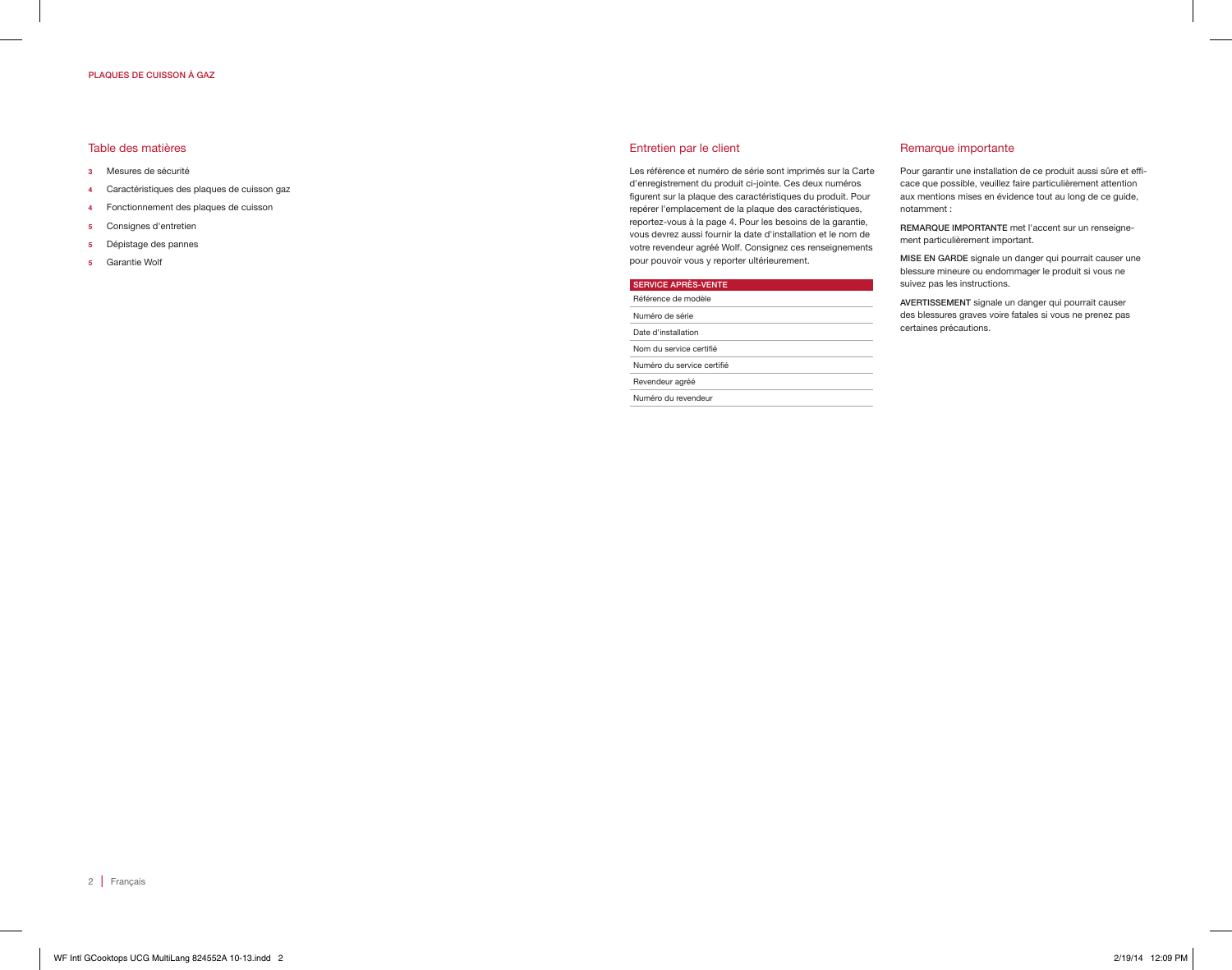## Table des matières

- **3** Mesures de sécurité
- **4** Caractéristiques des plaques de cuisson gaz
- **4** Fonctionnement des plaques de cuisson
- **5** Consignes d'entretien
- **5** Dépistage des pannes
- **5** Garantie Wolf

## Entretien par le client

Les référence et numéro de série sont imprimés sur la Carte d'enregistrement du produit ci-jointe. Ces deux numéros figurent sur la plaque des caractéristiques du produit. Pour repérer l'emplacement de la plaque des caractéristiques, reportez-vous à la page 4. Pour les besoins de la garantie, vous devrez aussi fournir la date d'installation et le nom de votre revendeur agréé Wolf. Consignez ces renseignements pour pouvoir vous y reporter ultérieurement.

| SERVICE APRÈS-VENTE |
|---|
| Référence de modèle |
| Numéro de série |
| Date d'installation |
| Nom du service certifié |
| Numéro du service certifié |
| Revendeur agréé |
| Numéro du revendeur |

## Remarque importante

Pour garantir une installation de ce produit aussi sûre et efficace que possible, veuillez faire particulièrement attention aux mentions mises en évidence tout au long de ce guide, notamment :

**REMARQUE IMPORTANTE** met l'accent sur un renseignement particulièrement important.

**MISE EN GARDE** signale un danger qui pourrait causer une blessure mineure ou endommager le produit si vous ne suivez pas les instructions.

**AVERTISSEMENT** signale un danger qui pourrait causer des blessures graves voire fatales si vous ne prenez pas certaines précautions.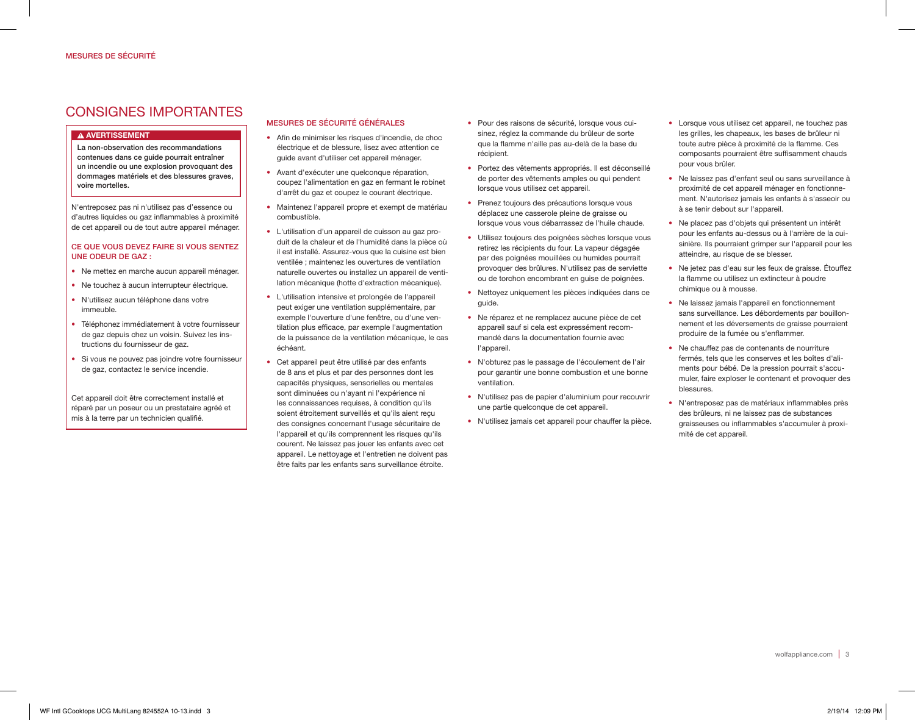# CONSIGNES IMPORTANTES

**⚠ AVERTISSEMENT**

**La non-observation des recommandations contenues dans ce guide pourrait entraîner un incendie ou une explosion provoquant des dommages matériels et des blessures graves, voire mortelles.**

N'entreposez pas ni n'utilisez pas d'essence ou d'autres liquides ou gaz inflammables à proximité de cet appareil ou de tout autre appareil ménager.

**CE QUE VOUS DEVEZ FAIRE SI VOUS SENTEZ UNE ODEUR DE GAZ :**

- Ne mettez en marche aucun appareil ménager.
- Ne touchez à aucun interrupteur électrique.
- N'utilisez aucun téléphone dans votre immeuble.
- Téléphonez immédiatement à votre fournisseur de gaz depuis chez un voisin. Suivez les instructions du fournisseur de gaz.
- Si vous ne pouvez pas joindre votre fournisseur de gaz, contactez le service incendie.

Cet appareil doit être correctement installé et réparé par un poseur ou un prestataire agréé et mis à la terre par un technicien qualifié.

## MESURES DE SÉCURITÉ GÉNÉRALES

- Afin de minimiser les risques d'incendie, de choc électrique et de blessure, lisez avec attention ce guide avant d'utiliser cet appareil ménager.
- Avant d'exécuter une quelconque réparation, coupez l'alimentation en gaz en fermant le robinet d'arrêt du gaz et coupez le courant électrique.
- Maintenez l'appareil propre et exempt de matériau combustible.
- L'utilisation d'un appareil de cuisson au gaz produit de la chaleur et de l'humidité dans la pièce où il est installé. Assurez-vous que la cuisine est bien ventilée ; maintenez les ouvertures de ventilation naturelle ouvertes ou installez un appareil de ventilation mécanique (hotte d'extraction mécanique).
- L'utilisation intensive et prolongée de l'appareil peut exiger une ventilation supplémentaire, par exemple l'ouverture d'une fenêtre, ou d'une ventilation plus efficace, par exemple l'augmentation de la puissance de la ventilation mécanique, le cas échéant.
- Cet appareil peut être utilisé par des enfants de 8 ans et plus et par des personnes dont les capacités physiques, sensorielles ou mentales sont diminuées ou n'ayant ni l'expérience ni les connaissances requises, à condition qu'ils soient étroitement surveillés et qu'ils aient reçu des consignes concernant l'usage sécuritaire de l'appareil et qu'ils comprennent les risques qu'ils courent. Ne laissez pas jouer les enfants avec cet appareil. Le nettoyage et l'entretien ne doivent pas être faits par les enfants sans surveillance étroite.
- Pour des raisons de sécurité, lorsque vous cuisinez, réglez la commande du brûleur de sorte que la flamme n'aille pas au-delà de la base du récipient.
- Portez des vêtements appropriés. Il est déconseillé de porter des vêtements amples ou qui pendent lorsque vous utilisez cet appareil.
- Prenez toujours des précautions lorsque vous déplacez une casserole pleine de graisse ou lorsque vous vous débarrassez de l'huile chaude.
- Utilisez toujours des poignées sèches lorsque vous retirez les récipients du four. La vapeur dégagée par des poignées mouillées ou humides pourrait provoquer des brûlures. N'utilisez pas de serviette ou de torchon encombrant en guise de poignées.
- Nettoyez uniquement les pièces indiquées dans ce guide.
- Ne réparez et ne remplacez aucune pièce de cet appareil sauf si cela est expressément recommandé dans la documentation fournie avec l'appareil.
- N'obturez pas le passage de l'écoulement de l'air pour garantir une bonne combustion et une bonne ventilation.
- N'utilisez pas de papier d'aluminium pour recouvrir une partie quelconque de cet appareil.
- N'utilisez jamais cet appareil pour chauffer la pièce.
- Lorsque vous utilisez cet appareil, ne touchez pas les grilles, les chapeaux, les bases de brûleur ni toute autre pièce à proximité de la flamme. Ces composants pourraient être suffisamment chauds pour vous brûler.
- Ne laissez pas d'enfant seul ou sans surveillance à proximité de cet appareil ménager en fonctionnement. N'autorisez jamais les enfants à s'asseoir ou à se tenir debout sur l'appareil.
- Ne placez pas d'objets qui présentent un intérêt pour les enfants au-dessus ou à l'arrière de la cuisinière. Ils pourraient grimper sur l'appareil pour les atteindre, au risque de se blesser.
- Ne jetez pas d'eau sur les feux de graisse. Étouffez la flamme ou utilisez un extincteur à poudre chimique ou à mousse.
- Ne laissez jamais l'appareil en fonctionnement sans surveillance. Les débordements par bouillonnement et les déversements de graisse pourraient produire de la fumée ou s'enflammer.
- Ne chauffez pas de contenants de nourriture fermés, tels que les conserves et les boîtes d'aliments pour bébé. De la pression pourrait s'accumuler, faire exploser le contenant et provoquer des blessures.
- N'entreposez pas de matériaux inflammables près des brûleurs, ni ne laissez pas de substances graisseuses ou inflammables s'accumuler à proximité de cet appareil.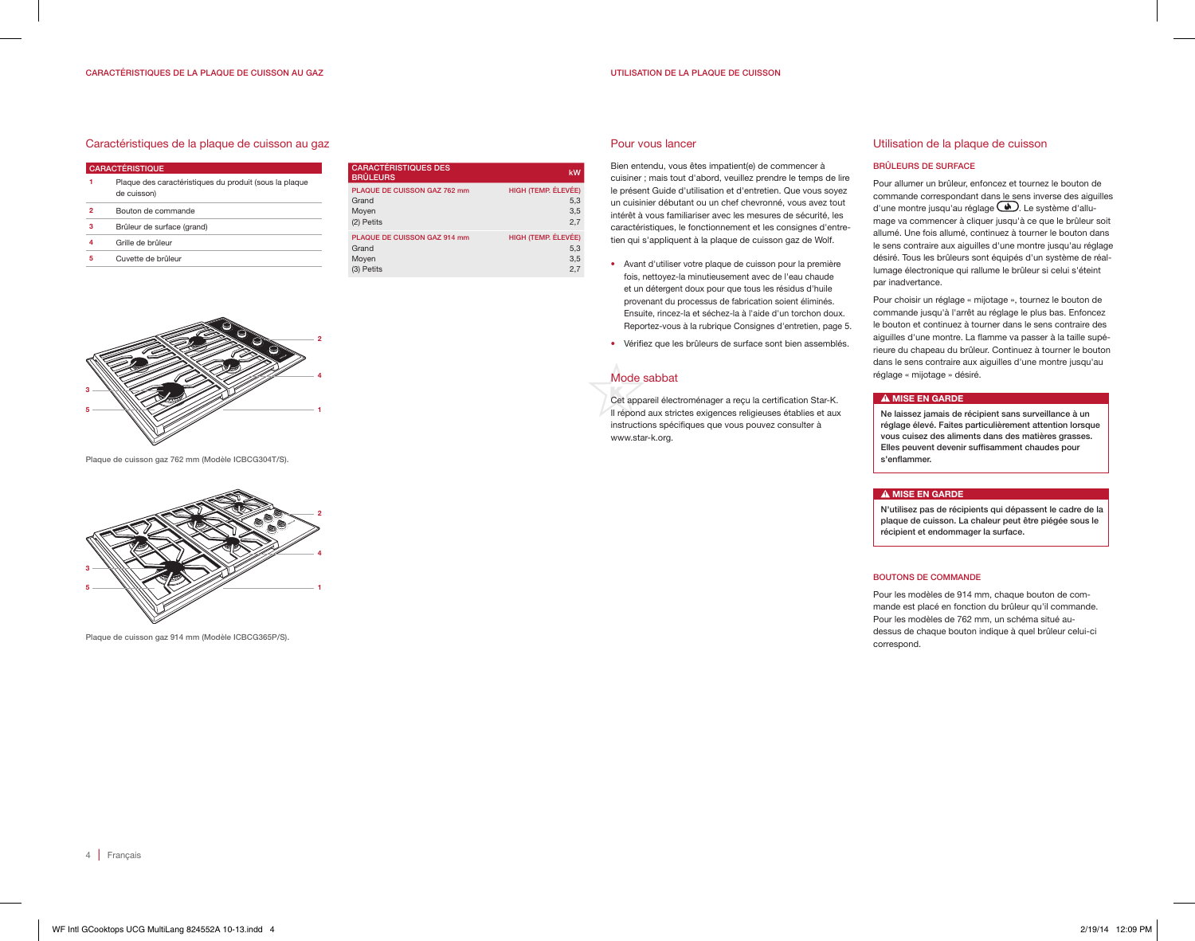## Caractéristiques de la plaque de cuisson au gaz

| CARACTÉRISTIQUE | |
|---|---|
| 1 | Plaque des caractéristiques du produit (sous la plaque de cuisson) |
| 2 | Bouton de commande |
| 3 | Brûleur de surface (grand) |
| 4 | Grille de brûleur |
| 5 | Cuvette de brûleur |

| CARACTÉRISTIQUES DES BRÛLEURS | kW |
|---|---|
| PLAQUE DE CUISSON GAZ 762 mm | HIGH (TEMP. ÉLEVÉE) |
| Grand | 5,3 |
| Moyen | 3,5 |
| (2) Petits | 2,7 |
| PLAQUE DE CUISSON GAZ 914 mm | HIGH (TEMP. ÉLEVÉE) |
| Grand | 5,3 |
| Moyen | 3,5 |
| (3) Petits | 2,7 |

Plaque de cuisson gaz 762 mm (Modèle ICBCG304T/S).

Plaque de cuisson gaz 914 mm (Modèle ICBCG365P/S).

## Pour vous lancer

Bien entendu, vous êtes impatient(e) de commencer à cuisiner ; mais tout d'abord, veuillez prendre le temps de lire le présent Guide d'utilisation et d'entretien. Que vous soyez un cuisinier débutant ou un chef chevronné, vous avez tout intérêt à vous familiariser avec les mesures de sécurité, les caractéristiques, le fonctionnement et les consignes d'entretien qui s'appliquent à la plaque de cuisson gaz de Wolf.

- Avant d'utiliser votre plaque de cuisson pour la première fois, nettoyez-la minutieusement avec de l'eau chaude et un détergent doux pour que tous les résidus d'huile provenant du processus de fabrication soient éliminés. Ensuite, rincez-la et séchez-la à l'aide d'un torchon doux. Reportez-vous à la rubrique Consignes d'entretien, page 5.
- Vérifiez que les brûleurs de surface sont bien assemblés.

## Mode sabbat

Cet appareil électroménager a reçu la certification Star-K. Il répond aux strictes exigences religieuses établies et aux instructions spécifiques que vous pouvez consulter à www.star-k.org.

## Utilisation de la plaque de cuisson

### BRÛLEURS DE SURFACE

Pour allumer un brûleur, enfoncez et tournez le bouton de commande correspondant dans le sens inverse des aiguilles d'une montre jusqu'au réglage (allumage). Le système d'allumage va commencer à cliquer jusqu'à ce que le brûleur soit allumé. Une fois allumé, continuez à tourner le bouton dans le sens contraire aux aiguilles d'une montre jusqu'au réglage désiré. Tous les brûleurs sont équipés d'un système de réallumage électronique qui rallume le brûleur si celui s'éteint par inadvertance.

Pour choisir un réglage « mijotage », tournez le bouton de commande jusqu'à l'arrêt au réglage le plus bas. Enfoncez le bouton et continuez à tourner dans le sens contraire des aiguilles d'une montre. La flamme va passer à la taille supérieure du chapeau du brûleur. Continuez à tourner le bouton dans le sens contraire aux aiguilles d'une montre jusqu'au réglage « mijotage » désiré.

**⚠ MISE EN GARDE**

**Ne laissez jamais de récipient sans surveillance à un réglage élevé. Faites particulièrement attention lorsque vous cuisez des aliments dans des matières grasses. Elles peuvent devenir suffisamment chaudes pour s'enflammer.**

**⚠ MISE EN GARDE**

**N'utilisez pas de récipients qui dépassent le cadre de la plaque de cuisson. La chaleur peut être piégée sous le récipient et endommager la surface.**

### BOUTONS DE COMMANDE

Pour les modèles de 914 mm, chaque bouton de commande est placé en fonction du brûleur qu'il commande. Pour les modèles de 762 mm, un schéma situé au-dessus de chaque bouton indique à quel brûleur celui-ci correspond.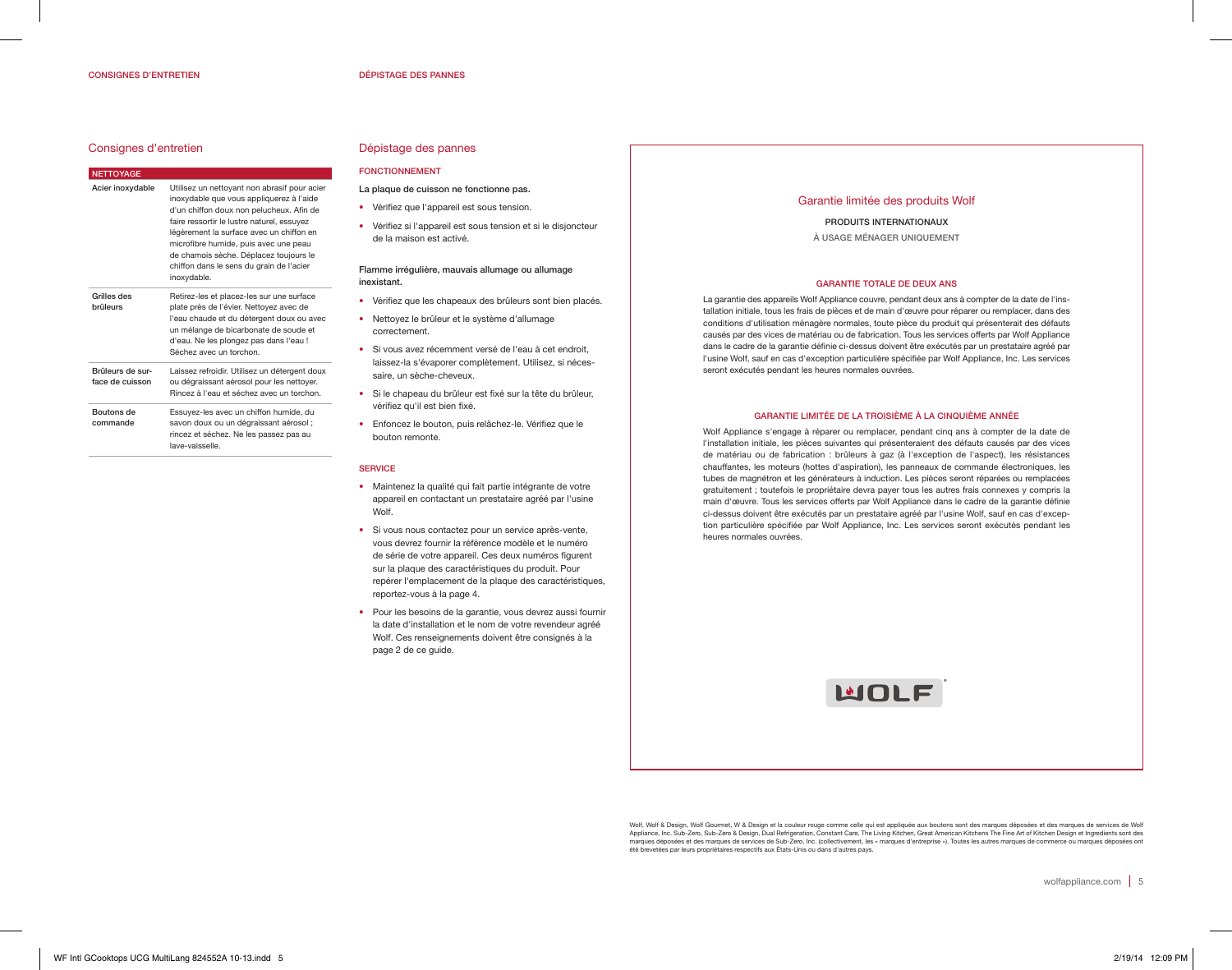## Consignes d'entretien

| NETTOYAGE | |
| --- | --- |
| Acier inoxydable | Utilisez un nettoyant non abrasif pour acier inoxydable que vous appliquerez à l'aide d'un chiffon doux non pelucheux. Afin de faire ressortir le lustre naturel, essuyez légèrement la surface avec un chiffon en microfibre humide, puis avec une peau de chamois sèche. Déplacez toujours le chiffon dans le sens du grain de l'acier inoxydable. |
| Grilles des brûleurs | Retirez-les et placez-les sur une surface plate près de l'évier. Nettoyez avec de l'eau chaude et du détergent doux ou avec un mélange de bicarbonate de soude et d'eau. Ne les plongez pas dans l'eau ! Séchez avec un torchon. |
| Brûleurs de surface de cuisson | Laissez refroidir. Utilisez un détergent doux ou dégraissant aérosol pour les nettoyer. Rincez à l'eau et séchez avec un torchon. |
| Boutons de commande | Essuyez-les avec un chiffon humide, du savon doux ou un dégraissant aérosol ; rincez et séchez. Ne les passez pas au lave-vaisselle. |

## Dépistage des pannes

### FONCTIONNEMENT

**La plaque de cuisson ne fonctionne pas.**

- Vérifiez que l'appareil est sous tension.
- Vérifiez si l'appareil est sous tension et si le disjoncteur de la maison est activé.

**Flamme irrégulière, mauvais allumage ou allumage inexistant.**

- Vérifiez que les chapeaux des brûleurs sont bien placés.
- Nettoyez le brûleur et le système d'allumage correctement.
- Si vous avez récemment versé de l'eau à cet endroit, laissez-la s'évaporer complètement. Utilisez, si nécessaire, un sèche-cheveux.
- Si le chapeau du brûleur est fixé sur la tête du brûleur, vérifiez qu'il est bien fixé.
- Enfoncez le bouton, puis relâchez-le. Vérifiez que le bouton remonte.

### SERVICE

- Maintenez la qualité qui fait partie intégrante de votre appareil en contactant un prestataire agréé par l'usine Wolf.
- Si vous nous contactez pour un service après-vente, vous devrez fournir la référence modèle et le numéro de série de votre appareil. Ces deux numéros figurent sur la plaque des caractéristiques du produit. Pour repérer l'emplacement de la plaque des caractéristiques, reportez-vous à la page 4.
- Pour les besoins de la garantie, vous devrez aussi fournir la date d'installation et le nom de votre revendeur agréé Wolf. Ces renseignements doivent être consignés à la page 2 de ce guide.

## Garantie limitée des produits Wolf

PRODUITS INTERNATIONAUX

À USAGE MÉNAGER UNIQUEMENT

### GARANTIE TOTALE DE DEUX ANS

La garantie des appareils Wolf Appliance couvre, pendant deux ans à compter de la date de l'installation initiale, tous les frais de pièces et de main d'œuvre pour réparer ou remplacer, dans des conditions d'utilisation ménagère normales, toute pièce du produit qui présenterait des défauts causés par des vices de matériau ou de fabrication. Tous les services offerts par Wolf Appliance dans le cadre de la garantie définie ci-dessus doivent être exécutés par un prestataire agréé par l'usine Wolf, sauf en cas d'exception particulière spécifiée par Wolf Appliance, Inc. Les services seront exécutés pendant les heures normales ouvrées.

### GARANTIE LIMITÉE DE LA TROISIÈME À LA CINQUIÈME ANNÉE

Wolf Appliance s'engage à réparer ou remplacer, pendant cinq ans à compter de la date de l'installation initiale, les pièces suivantes qui présenteraient des défauts causés par des vices de matériau ou de fabrication : brûleurs à gaz (à l'exception de l'aspect), les résistances chauffantes, les moteurs (hottes d'aspiration), les panneaux de commande électroniques, les tubes de magnétron et les générateurs à induction. Les pièces seront réparées ou remplacées gratuitement ; toutefois le propriétaire devra payer tous les autres frais connexes y compris la main d'œuvre. Tous les services offerts par Wolf Appliance dans le cadre de la garantie définie ci-dessus doivent être exécutés par un prestataire agréé par l'usine Wolf, sauf en cas d'exception particulière spécifiée par Wolf Appliance, Inc. Les services seront exécutés pendant les heures normales ouvrées.

WOLF®

Wolf, Wolf & Design, Wolf Gourmet, W & Design et la couleur rouge comme celle qui est appliquée aux boutons sont des marques déposées et des marques de services de Wolf Appliance, Inc. Sub-Zero, Sub-Zero & Design, Dual Refrigeration, Constant Care, The Living Kitchen, Great American Kitchens The Fine Art of Kitchen Design et Ingredients sont des marques déposées et des marques de services de Sub-Zero, Inc. (collectivement, les « marques d'entreprise »). Toutes les autres marques de commerce ou marques déposées ont été brevetées par leurs propriétaires respectifs aux États-Unis ou dans d'autres pays.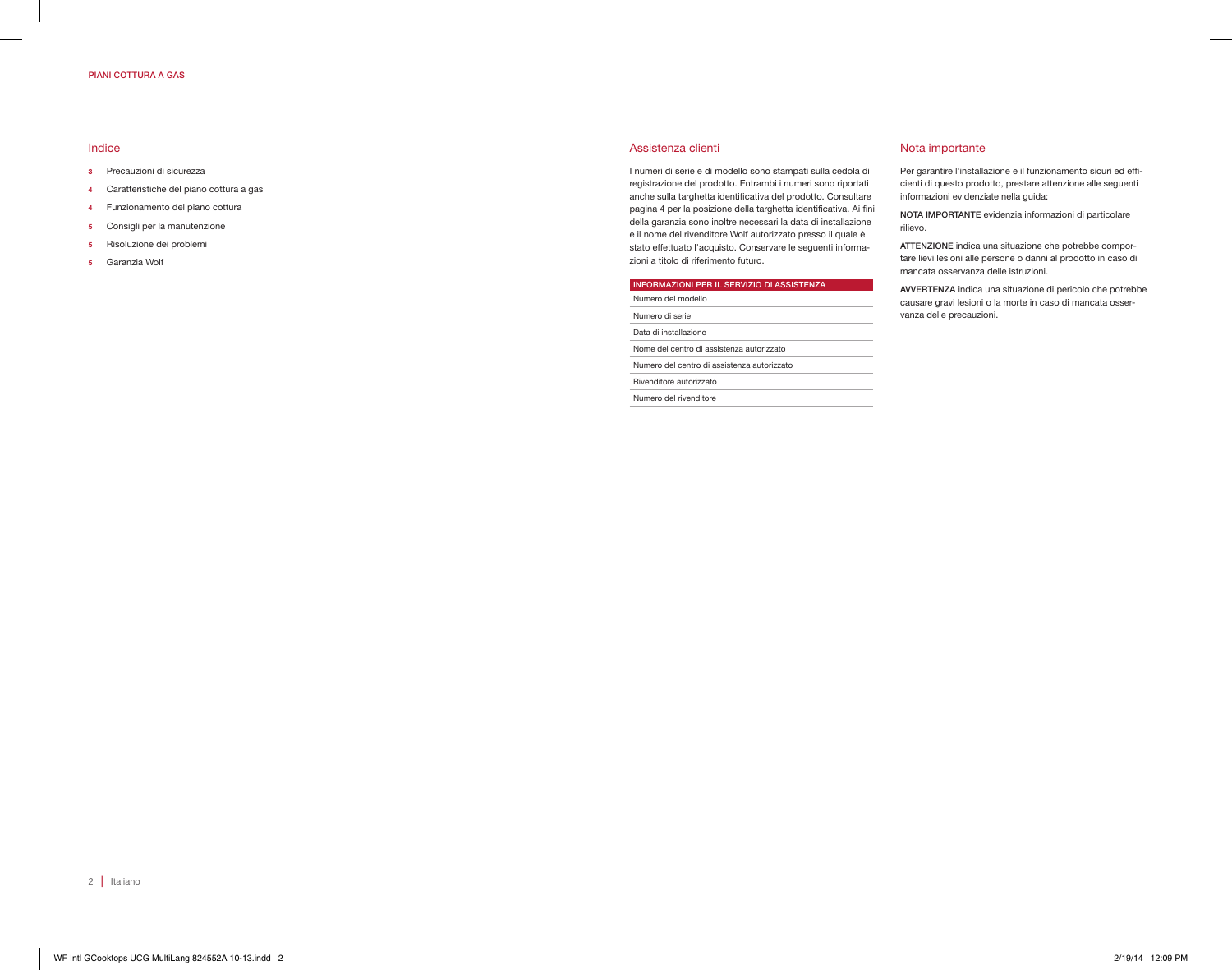## Indice

- **3** Precauzioni di sicurezza
- **4** Caratteristiche del piano cottura a gas
- **4** Funzionamento del piano cottura
- **5** Consigli per la manutenzione
- **5** Risoluzione dei problemi
- **5** Garanzia Wolf

## Assistenza clienti

I numeri di serie e di modello sono stampati sulla cedola di registrazione del prodotto. Entrambi i numeri sono riportati anche sulla targhetta identificativa del prodotto. Consultare pagina 4 per la posizione della targhetta identificativa. Ai fini della garanzia sono inoltre necessari la data di installazione e il nome del rivenditore Wolf autorizzato presso il quale è stato effettuato l'acquisto. Conservare le seguenti informazioni a titolo di riferimento futuro.

| INFORMAZIONI PER IL SERVIZIO DI ASSISTENZA |
| --- |
| Numero del modello |
| Numero di serie |
| Data di installazione |
| Nome del centro di assistenza autorizzato |
| Numero del centro di assistenza autorizzato |
| Rivenditore autorizzato |
| Numero del rivenditore |

## Nota importante

Per garantire l'installazione e il funzionamento sicuri ed efficienti di questo prodotto, prestare attenzione alle seguenti informazioni evidenziate nella guida:

**NOTA IMPORTANTE** evidenzia informazioni di particolare rilievo.

**ATTENZIONE** indica una situazione che potrebbe comportare lievi lesioni alle persone o danni al prodotto in caso di mancata osservanza delle istruzioni.

**AVVERTENZA** indica una situazione di pericolo che potrebbe causare gravi lesioni o la morte in caso di mancata osservanza delle precauzioni.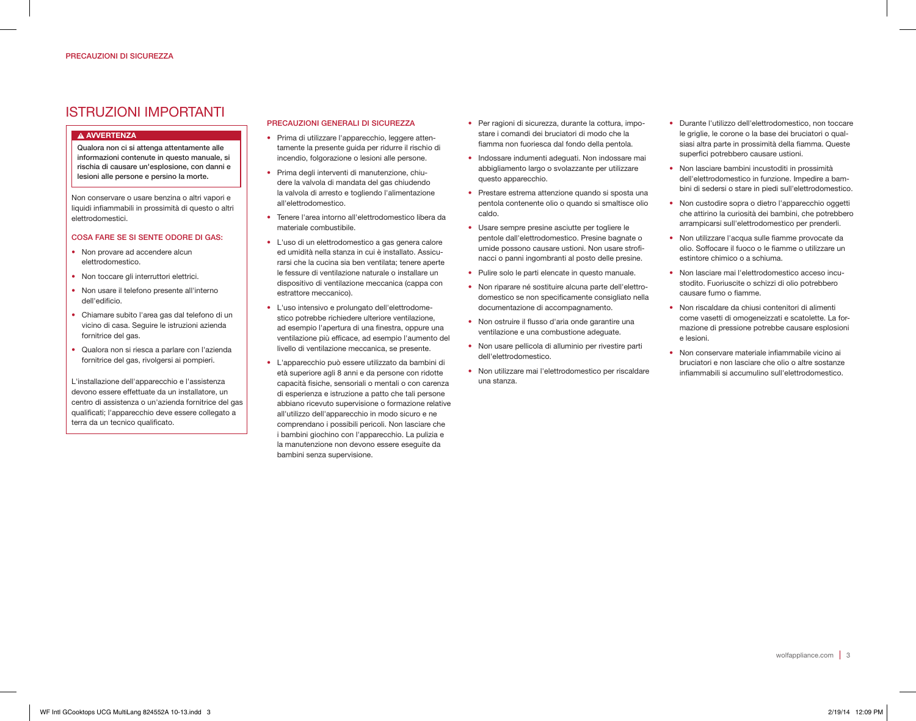PRECAUZIONI DI SICUREZZA

# ISTRUZIONI IMPORTANTI

**⚠ AVVERTENZA**

**Qualora non ci si attenga attentamente alle informazioni contenute in questo manuale, si rischia di causare un'esplosione, con danni e lesioni alle persone e persino la morte.**

Non conservare o usare benzina o altri vapori e liquidi infiammabili in prossimità di questo o altri elettrodomestici.

### COSA FARE SE SI SENTE ODORE DI GAS:

- Non provare ad accendere alcun elettrodomestico.
- Non toccare gli interruttori elettrici.
- Non usare il telefono presente all'interno dell'edificio.
- Chiamare subito l'area gas dal telefono di un vicino di casa. Seguire le istruzioni azienda fornitrice del gas.
- Qualora non si riesca a parlare con l'azienda fornitrice del gas, rivolgersi ai pompieri.

L'installazione dell'apparecchio e l'assistenza devono essere effettuate da un installatore, un centro di assistenza o un'azienda fornitrice del gas qualificati; l'apparecchio deve essere collegato a terra da un tecnico qualificato.

### PRECAUZIONI GENERALI DI SICUREZZA

- Prima di utilizzare l'apparecchio, leggere attentamente la presente guida per ridurre il rischio di incendio, folgorazione o lesioni alle persone.
- Prima degli interventi di manutenzione, chiudere la valvola di mandata del gas chiudendo la valvola di arresto e togliendo l'alimentazione all'elettrodomestico.
- Tenere l'area intorno all'elettrodomestico libera da materiale combustibile.
- L'uso di un elettrodomestico a gas genera calore ed umidità nella stanza in cui è installato. Assicurarsi che la cucina sia ben ventilata; tenere aperte le fessure di ventilazione naturale o installare un dispositivo di ventilazione meccanica (cappa con estrattore meccanico).
- L'uso intensivo e prolungato dell'elettrodomestico potrebbe richiedere ulteriore ventilazione, ad esempio l'apertura di una finestra, oppure una ventilazione più efficace, ad esempio l'aumento del livello di ventilazione meccanica, se presente.
- L'apparecchio può essere utilizzato da bambini di età superiore agli 8 anni e da persone con ridotte capacità fisiche, sensoriali o mentali o con carenza di esperienza e istruzione a patto che tali persone abbiano ricevuto supervisione o formazione relative all'utilizzo dell'apparecchio in modo sicuro e ne comprendano i possibili pericoli. Non lasciare che i bambini giochino con l'apparecchio. La pulizia e la manutenzione non devono essere eseguite da bambini senza supervisione.
- Per ragioni di sicurezza, durante la cottura, impostare i comandi dei bruciatori di modo che la fiamma non fuoriesca dal fondo della pentola.
- Indossare indumenti adeguati. Non indossare mai abbigliamento largo o svolazzante per utilizzare questo apparecchio.
- Prestare estrema attenzione quando si sposta una pentola contenente olio o quando si smaltisce olio caldo.
- Usare sempre presine asciutte per togliere le pentole dall'elettrodomestico. Presine bagnate o umide possono causare ustioni. Non usare strofinacci o panni ingombranti al posto delle presine.
- Pulire solo le parti elencate in questo manuale.
- Non riparare né sostituire alcuna parte dell'elettrodomestico se non specificamente consigliato nella documentazione di accompagnamento.
- Non ostruire il flusso d'aria onde garantire una ventilazione e una combustione adeguate.
- Non usare pellicola di alluminio per rivestire parti dell'elettrodomestico.
- Non utilizzare mai l'elettrodomestico per riscaldare una stanza.
- Durante l'utilizzo dell'elettrodomestico, non toccare le griglie, le corone o la base dei bruciatori o qualsiasi altra parte in prossimità della fiamma. Queste superfici potrebbero causare ustioni.
- Non lasciare bambini incustoditi in prossimità dell'elettrodomestico in funzione. Impedire a bambini di sedersi o stare in piedi sull'elettrodomestico.
- Non custodire sopra o dietro l'apparecchio oggetti che attirino la curiosità dei bambini, che potrebbero arrampicarsi sull'elettrodomestico per prenderli.
- Non utilizzare l'acqua sulle fiamme provocate da olio. Soffocare il fuoco o le fiamme o utilizzare un estintore chimico o a schiuma.
- Non lasciare mai l'elettrodomestico acceso incustodito. Fuoriuscite o schizzi di olio potrebbero causare fumo o fiamme.
- Non riscaldare da chiusi contenitori di alimenti come vasetti di omogeneizzati e scatolette. La formazione di pressione potrebbe causare esplosioni e lesioni.
- Non conservare materiale infiammabile vicino ai bruciatori e non lasciare che olio o altre sostanze infiammabili si accumulino sull'elettrodomestico.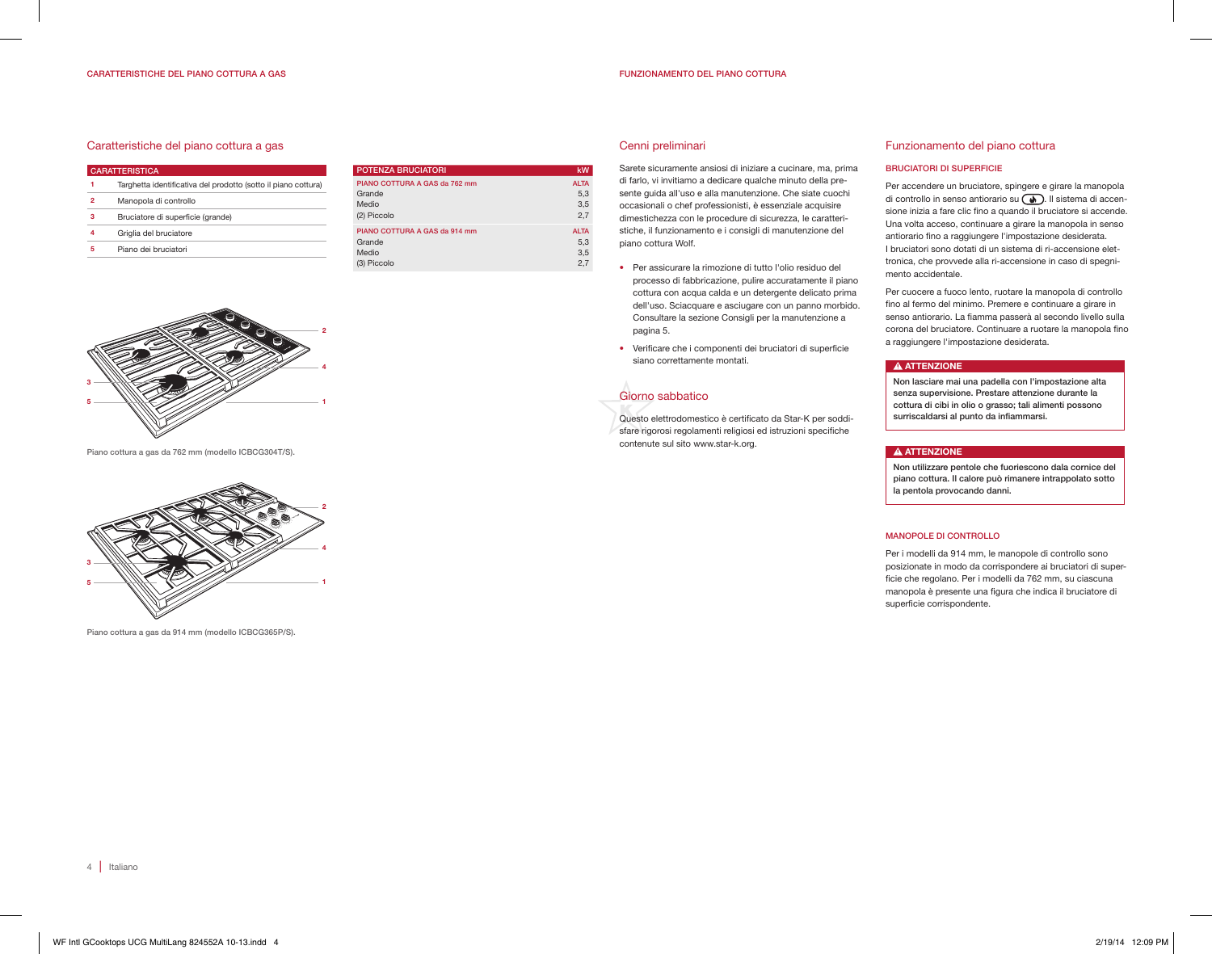CARATTERISTICHE DEL PIANO COTTURA A GAS

## Caratteristiche del piano cottura a gas

| | CARATTERISTICA |
|---|---|
| 1 | Targhetta identificativa del prodotto (sotto il piano cottura) |
| 2 | Manopola di controllo |
| 3 | Bruciatore di superficie (grande) |
| 4 | Griglia del bruciatore |
| 5 | Piano dei bruciatori |

| POTENZA BRUCIATORI | kW |
|---|---|
| PIANO COTTURA A GAS da 762 mm | ALTA |
| Grande | 5,3 |
| Medio | 3,5 |
| (2) Piccolo | 2,7 |
| PIANO COTTURA A GAS da 914 mm | ALTA |
| Grande | 5,3 |
| Medio | 3,5 |
| (3) Piccolo | 2,7 |

Piano cottura a gas da 762 mm (modello ICBCG304T/S).

Piano cottura a gas da 914 mm (modello ICBCG365P/S).

FUNZIONAMENTO DEL PIANO COTTURA

## Cenni preliminari

Sarete sicuramente ansiosi di iniziare a cucinare, ma, prima di farlo, vi invitiamo a dedicare qualche minuto della presente guida all'uso e alla manutenzione. Che siate cuochi occasionali o chef professionisti, è essenziale acquisire dimestichezza con le procedure di sicurezza, le caratteristiche, il funzionamento e i consigli di manutenzione del piano cottura Wolf.

- Per assicurare la rimozione di tutto l'olio residuo del processo di fabbricazione, pulire accuratamente il piano cottura con acqua calda e un detergente delicato prima dell'uso. Sciacquare e asciugare con un panno morbido. Consultare la sezione Consigli per la manutenzione a pagina 5.
- Verificare che i componenti dei bruciatori di superficie siano correttamente montati.

## Giorno sabbatico

Questo elettrodomestico è certificato da Star-K per soddisfare rigorosi regolamenti religiosi ed istruzioni specifiche contenute sul sito www.star-k.org.

## Funzionamento del piano cottura

### BRUCIATORI DI SUPERFICIE

Per accendere un bruciatore, spingere e girare la manopola di controllo in senso antiorario su (🔥). Il sistema di accensione inizia a fare clic fino a quando il bruciatore si accende. Una volta acceso, continuare a girare la manopola in senso antiorario fino a raggiungere l'impostazione desiderata. I bruciatori sono dotati di un sistema di ri-accensione elettronica, che provvede alla ri-accensione in caso di spegnimento accidentale.

Per cuocere a fuoco lento, ruotare la manopola di controllo fino al fermo del minimo. Premere e continuare a girare in senso antiorario. La fiamma passerà al secondo livello sulla corona del bruciatore. Continuare a ruotare la manopola fino a raggiungere l'impostazione desiderata.

**⚠ ATTENZIONE**

**Non lasciare mai una padella con l'impostazione alta senza supervisione. Prestare attenzione durante la cottura di cibi in olio o grasso; tali alimenti possono surriscaldarsi al punto da infiammarsi.**

**⚠ ATTENZIONE**

**Non utilizzare pentole che fuoriescono dala cornice del piano cottura. Il calore può rimanere intrappolato sotto la pentola provocando danni.**

### MANOPOLE DI CONTROLLO

Per i modelli da 914 mm, le manopole di controllo sono posizionate in modo da corrispondere ai bruciatori di superficie che regolano. Per i modelli da 762 mm, su ciascuna manopola è presente una figura che indica il bruciatore di superficie corrispondente.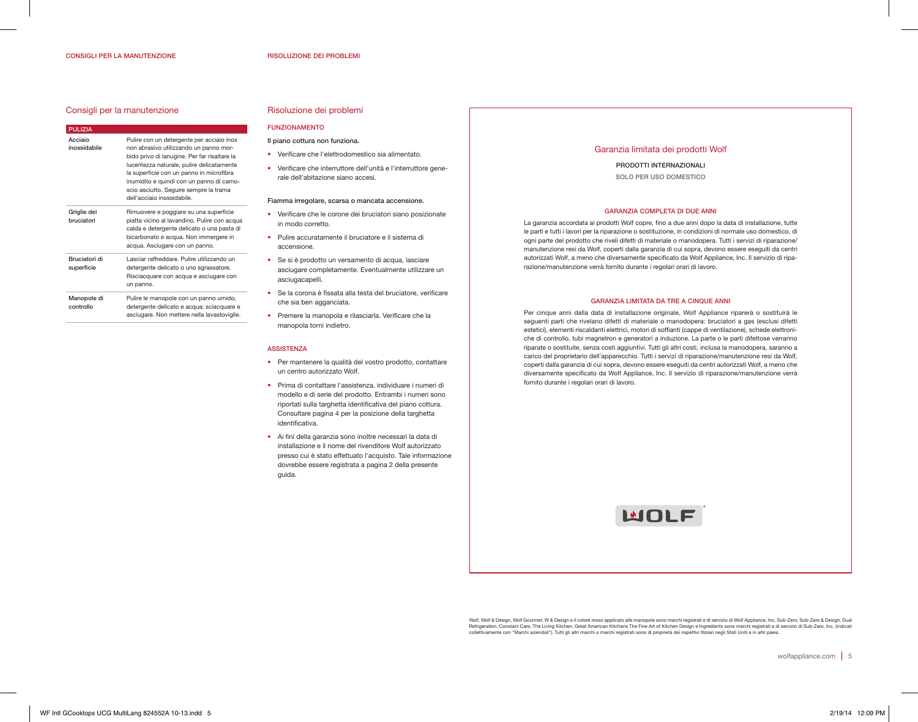# Consigli per la manutenzione

| PULIZIA | |
|---|---|
| Acciaio inossidabile | Pulire con un detergente per acciaio inox non abrasivo utilizzando un panno morbido privo di lanugine. Per far risaltare la lucentezza naturale, pulire delicatamente la superficie con un panno in microfibra inumidito e quindi con un panno di camoscio asciutto. Seguire sempre la trama dell'acciaio inossidabile. |
| Griglie dei bruciatori | Rimuovere e poggiare su una superficie piatta vicino al lavandino. Pulire con acqua calda e detergente delicato o una pasta di bicarbonato e acqua. Non immergere in acqua. Asciugare con un panno. |
| Bruciatori di superficie | Lasciar raffreddare. Pulire utilizzando un detergente delicato o uno sgrassatore. Risciacquare con acqua e asciugare con un panno. |
| Manopole di controllo | Pulire le manopole con un panno umido, detergente delicato e acqua; sciacquare e asciugare. Non mettere nella lavastoviglie. |

# Risoluzione dei problemi

## FUNZIONAMENTO

**Il piano cottura non funziona.**

- Verificare che l'elettrodomestico sia alimentato.
- Verificare che interruttore dell'unità e l'interruttore generale dell'abitazione siano accesi.

**Fiamma irregolare, scarsa o mancata accensione.**

- Verificare che le corone dei bruciatori siano posizionate in modo corretto.
- Pulire accuratamente il bruciatore e il sistema di accensione.
- Se si è prodotto un versamento di acqua, lasciare asciugare completamente. Eventualmente utilizzare un asciugacapelli.
- Se la corona è fissata alla testa del bruciatore, verificare che sia ben agganciata.
- Premere la manopola e rilasciarla. Verificare che la manopola torni indietro.

## ASSISTENZA

- Per mantenere la qualità del vostro prodotto, contattare un centro autorizzato Wolf.
- Prima di contattare l'assistenza, individuare i numeri di modello e di serie del prodotto. Entrambi i numeri sono riportati sulla targhetta identificativa del piano cottura. Consultare pagina 4 per la posizione della targhetta identificativa.
- Ai fini della garanzia sono inoltre necessari la data di installazione e il nome del rivenditore Wolf autorizzato presso cui è stato effettuato l'acquisto. Tale informazione dovrebbe essere registrata a pagina 2 della presente guida.

# Garanzia limitata dei prodotti Wolf

**PRODOTTI INTERNAZIONALI**

SOLO PER USO DOMESTICO

## GARANZIA COMPLETA DI DUE ANNI

La garanzia accordata ai prodotti Wolf copre, fino a due anni dopo la data di installazione, tutte le parti e tutti i lavori per la riparazione o sostituzione, in condizioni di normale uso domestico, di ogni parte del prodotto che riveli difetti di materiale o manodopera. Tutti i servizi di riparazione/manutenzione resi da Wolf, coperti dalla garanzia di cui sopra, devono essere eseguiti da centri autorizzati Wolf, a meno che diversamente specificato da Wolf Appliance, Inc. Il servizio di riparazione/manutenzione verrà fornito durante i regolari orari di lavoro.

## GARANZIA LIMITATA DA TRE A CINQUE ANNI

Per cinque anni dalla data di installazione originale, Wolf Appliance riparerà o sostituirà le seguenti parti che rivelano difetti di materiale o manodopera: bruciatori a gas (esclusi difetti estetici), elementi riscaldanti elettrici, motori di soffianti (cappe di ventilazione), schede elettroniche di controllo, tubi magnetron e generatori a induzione. La parte o le parti difettose verranno riparate o sostituite, senza costi aggiuntivi. Tutti gli altri costi, inclusa la manodopera, saranno a carico del proprietario dell'apparecchio. Tutti i servizi di riparazione/manutenzione resi da Wolf, coperti dalla garanzia di cui sopra, devono essere eseguiti da centri autorizzati Wolf, a meno che diversamente specificato da Wolf Appliance, Inc. Il servizio di riparazione/manutenzione verrà fornito durante i regolari orari di lavoro.

WOLF®

Wolf, Wolf & Design, Wolf Gourmet, W & Design e il colore rosso applicato alle manopole sono marchi registrati e di servizio di Wolf Appliance, Inc. Sub-Zero, Sub-Zero & Design, Dual Refrigeration, Constant Care, The Living Kitchen, Great American Kitchens The Fine Art of Kitchen Design e Ingredients sono marchi registrati e di servizio di Sub-Zero, Inc. (indicati collettivamente con "Marchi aziendali"). Tutti gli altri marchi o marchi registrati sono di proprietà dei rispettivi titolari negli Stati Uniti e in altri paesi.

wolfappliance.com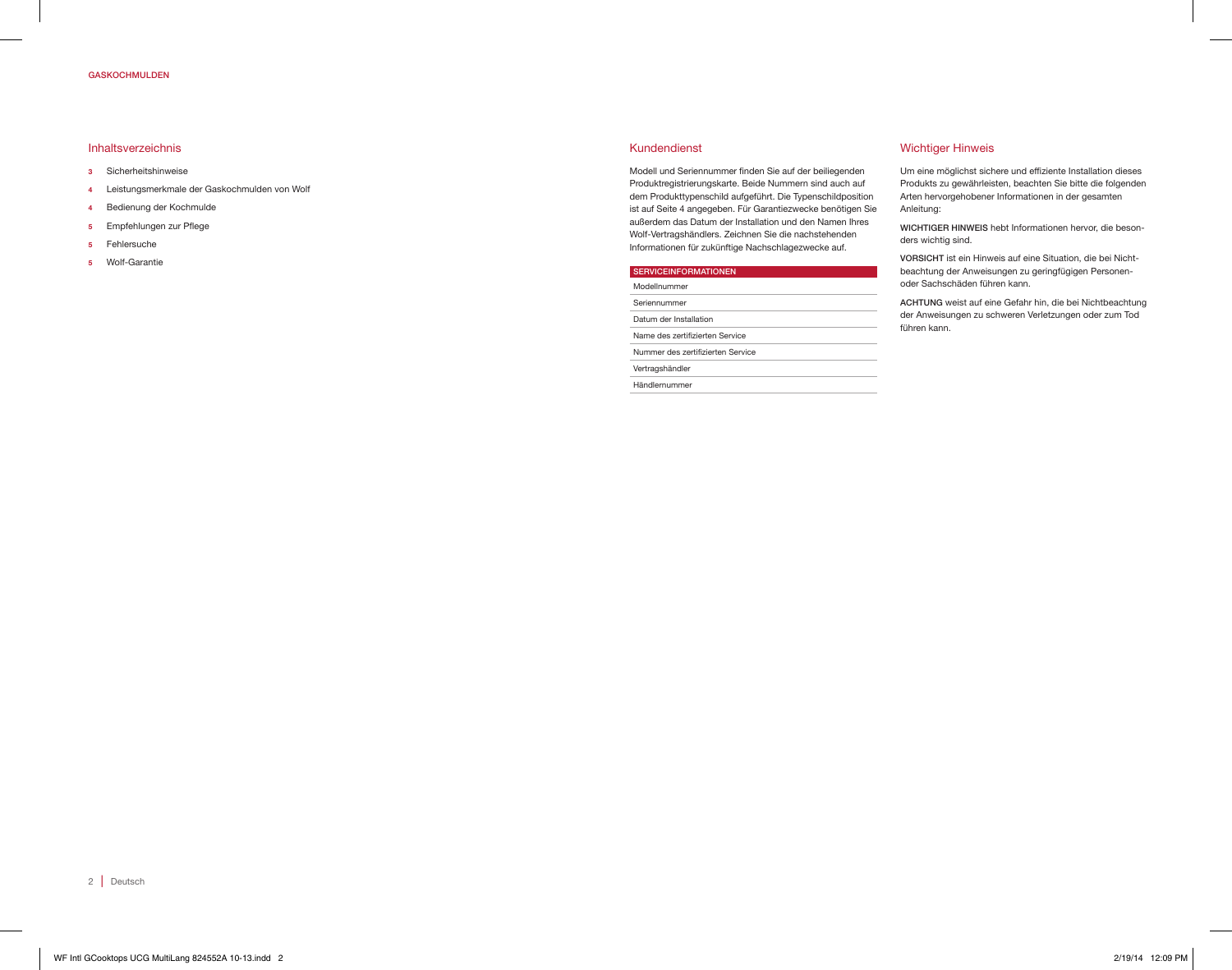## Inhaltsverzeichnis

- **3** Sicherheitshinweise
- **4** Leistungsmerkmale der Gaskochmulden von Wolf
- **4** Bedienung der Kochmulde
- **5** Empfehlungen zur Pflege
- **5** Fehlersuche
- **5** Wolf-Garantie

## Kundendienst

Modell und Seriennummer finden Sie auf der beiliegenden Produktregistrierungskarte. Beide Nummern sind auch auf dem Produkttypenschild aufgeführt. Die Typenschildposition ist auf Seite 4 angegeben. Für Garantiezwecke benötigen Sie außerdem das Datum der Installation und den Namen Ihres Wolf-Vertragshändlers. Zeichnen Sie die nachstehenden Informationen für zukünftige Nachschlagezwecke auf.

| SERVICEINFORMATIONEN |
|---|
| Modellnummer |
| Seriennummer |
| Datum der Installation |
| Name des zertifizierten Service |
| Nummer des zertifizierten Service |
| Vertragshändler |
| Händlernummer |

## Wichtiger Hinweis

Um eine möglichst sichere und effiziente Installation dieses Produkts zu gewährleisten, beachten Sie bitte die folgenden Arten hervorgehobener Informationen in der gesamten Anleitung:

**WICHTIGER HINWEIS** hebt Informationen hervor, die besonders wichtig sind.

**VORSICHT** ist ein Hinweis auf eine Situation, die bei Nichtbeachtung der Anweisungen zu geringfügigen Personen- oder Sachschäden führen kann.

**ACHTUNG** weist auf eine Gefahr hin, die bei Nichtbeachtung der Anweisungen zu schweren Verletzungen oder zum Tod führen kann.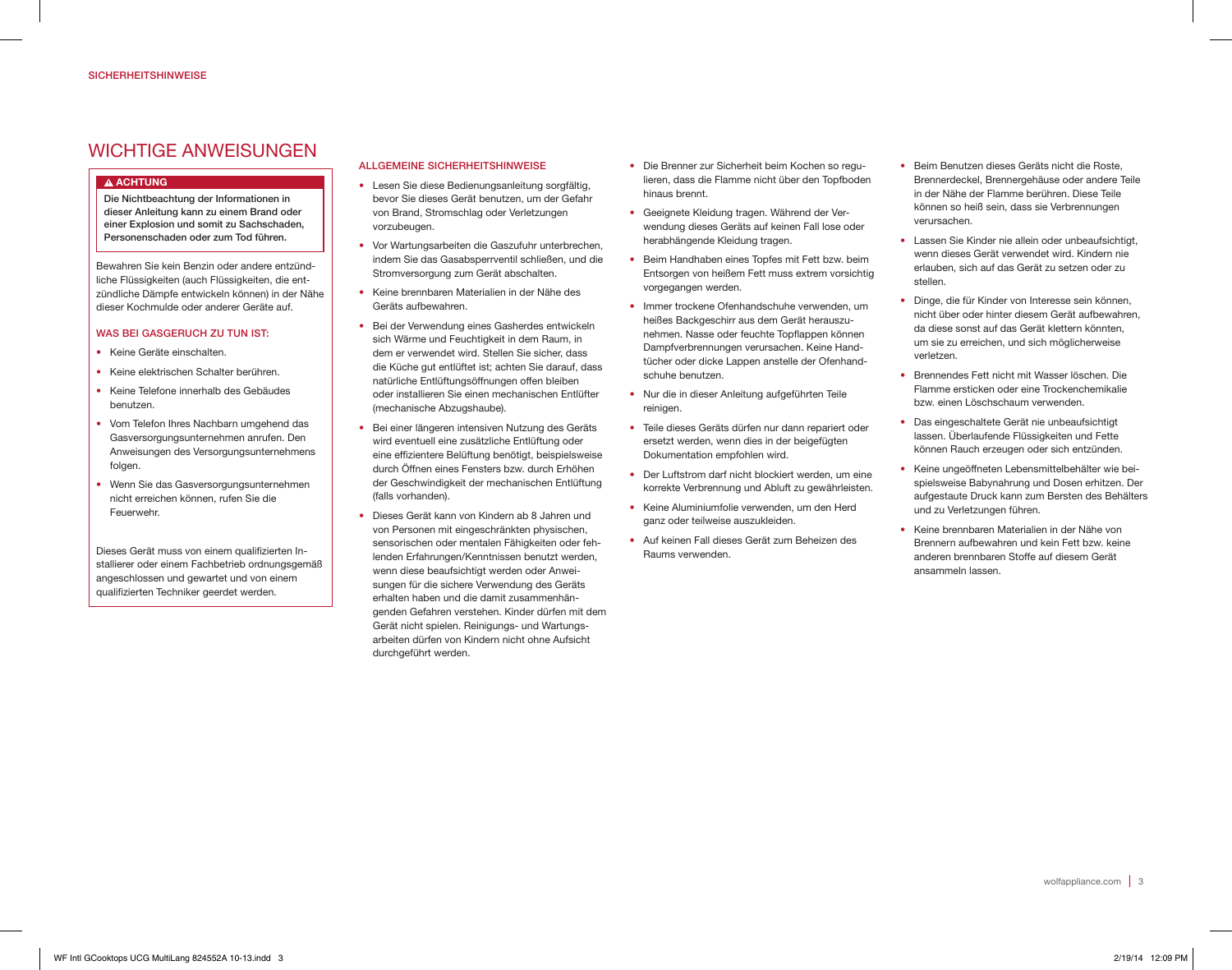# WICHTIGE ANWEISUNGEN

**⚠ ACHTUNG**

**Die Nichtbeachtung der Informationen in dieser Anleitung kann zu einem Brand oder einer Explosion und somit zu Sachschaden, Personenschaden oder zum Tod führen.**

Bewahren Sie kein Benzin oder andere entzündliche Flüssigkeiten (auch Flüssigkeiten, die entzündliche Dämpfe entwickeln können) in der Nähe dieser Kochmulde oder anderer Geräte auf.

### WAS BEI GASGERUCH ZU TUN IST:

- Keine Geräte einschalten.
- Keine elektrischen Schalter berühren.
- Keine Telefone innerhalb des Gebäudes benutzen.
- Vom Telefon Ihres Nachbarn umgehend das Gasversorgungsunternehmen anrufen. Den Anweisungen des Versorgungsunternehmens folgen.
- Wenn Sie das Gasversorgungsunternehmen nicht erreichen können, rufen Sie die Feuerwehr.

Dieses Gerät muss von einem qualifizierten Installierer oder einem Fachbetrieb ordnungsgemäß angeschlossen und gewartet und von einem qualifizierten Techniker geerdet werden.

## ALLGEMEINE SICHERHEITSHINWEISE

- Lesen Sie diese Bedienungsanleitung sorgfältig, bevor Sie dieses Gerät benutzen, um der Gefahr von Brand, Stromschlag oder Verletzungen vorzubeugen.
- Vor Wartungsarbeiten die Gaszufuhr unterbrechen, indem Sie das Gasabsperrventil schließen, und die Stromversorgung zum Gerät abschalten.
- Keine brennbaren Materialien in der Nähe des Geräts aufbewahren.
- Bei der Verwendung eines Gasherdes entwickeln sich Wärme und Feuchtigkeit in dem Raum, in dem er verwendet wird. Stellen Sie sicher, dass die Küche gut entlüftet ist; achten Sie darauf, dass natürliche Entlüftungsöffnungen offen bleiben oder installieren Sie einen mechanischen Entlüfter (mechanische Abzugshaube).
- Bei einer längeren intensiven Nutzung des Geräts wird eventuell eine zusätzliche Entlüftung oder eine effizientere Belüftung benötigt, beispielsweise durch Öffnen eines Fensters bzw. durch Erhöhen der Geschwindigkeit der mechanischen Entlüftung (falls vorhanden).
- Dieses Gerät kann von Kindern ab 8 Jahren und von Personen mit eingeschränkten physischen, sensorischen oder mentalen Fähigkeiten oder fehlenden Erfahrungen/Kenntnissen benutzt werden, wenn diese beaufsichtigt werden oder Anweisungen für die sichere Verwendung des Geräts erhalten haben und die damit zusammenhängenden Gefahren verstehen. Kinder dürfen mit dem Gerät nicht spielen. Reinigungs- und Wartungsarbeiten dürfen von Kindern nicht ohne Aufsicht durchgeführt werden.
- Die Brenner zur Sicherheit beim Kochen so regulieren, dass die Flamme nicht über den Topfboden hinaus brennt.
- Geeignete Kleidung tragen. Während der Verwendung dieses Geräts auf keinen Fall lose oder herabhängende Kleidung tragen.
- Beim Handhaben eines Topfes mit Fett bzw. beim Entsorgen von heißem Fett muss extrem vorsichtig vorgegangen werden.
- Immer trockene Ofenhandschuhe verwenden, um heißes Backgeschirr aus dem Gerät herauszunehmen. Nasse oder feuchte Topflappen können Dampfverbrennungen verursachen. Keine Handtücher oder dicke Lappen anstelle der Ofenhandschuhe benutzen.
- Nur die in dieser Anleitung aufgeführten Teile reinigen.
- Teile dieses Geräts dürfen nur dann repariert oder ersetzt werden, wenn dies in der beigefügten Dokumentation empfohlen wird.
- Der Luftstrom darf nicht blockiert werden, um eine korrekte Verbrennung und Abluft zu gewährleisten.
- Keine Aluminiumfolie verwenden, um den Herd ganz oder teilweise auszukleiden.
- Auf keinen Fall dieses Gerät zum Beheizen des Raums verwenden.
- Beim Benutzen dieses Geräts nicht die Roste, Brennerdeckel, Brennergehäuse oder andere Teile in der Nähe der Flamme berühren. Diese Teile können so heiß sein, dass sie Verbrennungen verursachen.
- Lassen Sie Kinder nie allein oder unbeaufsichtigt, wenn dieses Gerät verwendet wird. Kindern nie erlauben, sich auf das Gerät zu setzen oder zu stellen.
- Dinge, die für Kinder von Interesse sein können, nicht über oder hinter diesem Gerät aufbewahren, da diese sonst auf das Gerät klettern könnten, um sie zu erreichen, und sich möglicherweise verletzen.
- Brennendes Fett nicht mit Wasser löschen. Die Flamme ersticken oder eine Trockenchemikalie bzw. einen Löschschaum verwenden.
- Das eingeschaltete Gerät nie unbeaufsichtigt lassen. Überlaufende Flüssigkeiten und Fette können Rauch erzeugen oder sich entzünden.
- Keine ungeöffneten Lebensmittelbehälter wie beispielsweise Babynahrung und Dosen erhitzen. Der aufgestaute Druck kann zum Bersten des Behälters und zu Verletzungen führen.
- Keine brennbaren Materialien in der Nähe von Brennern aufbewahren und kein Fett bzw. keine anderen brennbaren Stoffe auf diesem Gerät ansammeln lassen.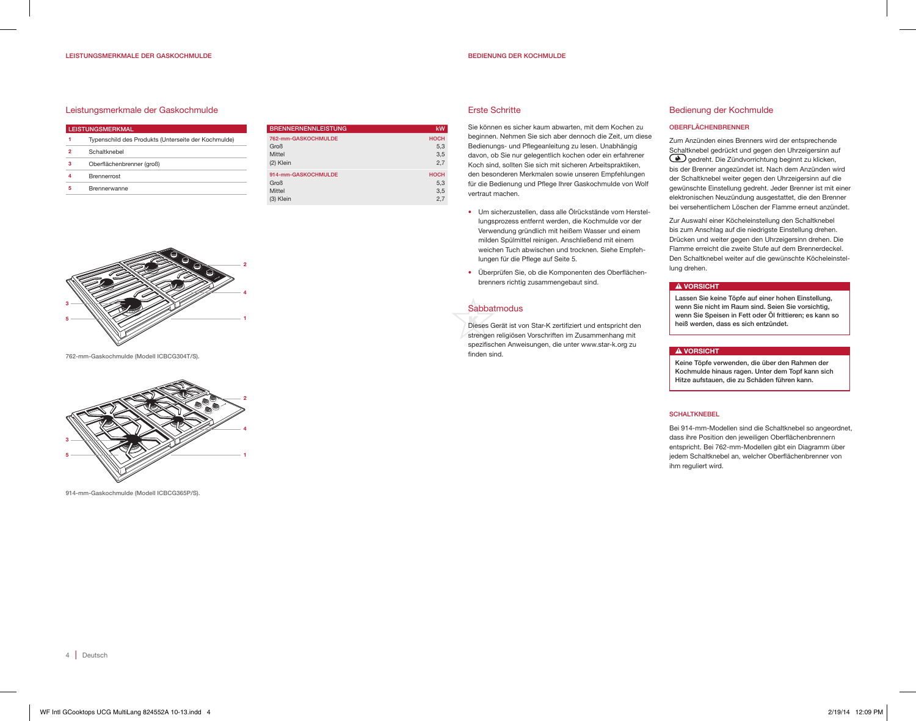# Leistungsmerkmale der Gaskochmulde

| LEISTUNGSMERKMAL | |
|---|---|
| 1 | Typenschild des Produkts (Unterseite der Kochmulde) |
| 2 | Schaltknebel |
| 3 | Oberflächenbrenner (groß) |
| 4 | Brennerrost |
| 5 | Brennerwanne |

| BRENNERNENNLEISTUNG | kW |
|---|---|
| **762-mm-GASKOCHMULDE** | **HOCH** |
| Groß | 5,3 |
| Mittel | 3,5 |
| (2) Klein | 2,7 |
| **914-mm-GASKOCHMULDE** | **HOCH** |
| Groß | 5,3 |
| Mittel | 3,5 |
| (3) Klein | 2,7 |

762-mm-Gaskochmulde (Modell ICBCG304T/S).

914-mm-Gaskochmulde (Modell ICBCG365P/S).

# Erste Schritte

Sie können es sicher kaum abwarten, mit dem Kochen zu beginnen. Nehmen Sie sich aber dennoch die Zeit, um diese Bedienungs- und Pflegeanleitung zu lesen. Unabhängig davon, ob Sie nur gelegentlich kochen oder ein erfahrener Koch sind, sollten Sie sich mit sicheren Arbeitspraktiken, den besonderen Merkmalen sowie unseren Empfehlungen für die Bedienung und Pflege Ihrer Gaskochmulde von Wolf vertraut machen.

- Um sicherzustellen, dass alle Ölrückstände vom Herstellungsprozess entfernt werden, die Kochmulde vor der Verwendung gründlich mit heißem Wasser und einem milden Spülmittel reinigen. Anschließend mit einem weichen Tuch abwischen und trocknen. Siehe Empfehlungen für die Pflege auf Seite 5.
- Überprüfen Sie, ob die Komponenten des Oberflächenbrenners richtig zusammengebaut sind.

## Sabbatmodus

Dieses Gerät ist von Star-K zertifiziert und entspricht den strengen religiösen Vorschriften im Zusammenhang mit spezifischen Anweisungen, die unter www.star-k.org zu finden sind.

# Bedienung der Kochmulde

### OBERFLÄCHENBRENNER

Zum Anzünden eines Brenners wird der entsprechende Schaltknebel gedrückt und gegen den Uhrzeigersinn auf (Zündsymbol) gedreht. Die Zündvorrichtung beginnt zu klicken, bis der Brenner angezündet ist. Nach dem Anzünden wird der Schaltknebel weiter gegen den Uhrzeigersinn auf die gewünschte Einstellung gedreht. Jeder Brenner ist mit einer elektronischen Neuzündung ausgestattet, die den Brenner bei versehentlichem Löschen der Flamme erneut anzündet.

Zur Auswahl einer Köcheleinstellung den Schaltknebel bis zum Anschlag auf die niedrigste Einstellung drehen. Drücken und weiter gegen den Uhrzeigersinn drehen. Die Flamme erreicht die zweite Stufe auf dem Brennerdeckel. Den Schaltknebel weiter auf die gewünschte Köcheleinstellung drehen.

> **⚠ VORSICHT**
>
> **Lassen Sie keine Töpfe auf einer hohen Einstellung, wenn Sie nicht im Raum sind. Seien Sie vorsichtig, wenn Sie Speisen in Fett oder Öl frittieren; es kann so heiß werden, dass es sich entzündet.**

> **⚠ VORSICHT**
>
> **Keine Töpfe verwenden, die über den Rahmen der Kochmulde hinaus ragen. Unter dem Topf kann sich Hitze aufstauen, die zu Schäden führen kann.**

### SCHALTKNEBEL

Bei 914-mm-Modellen sind die Schaltknebel so angeordnet, dass ihre Position den jeweiligen Oberflächenbrennern entspricht. Bei 762-mm-Modellen gibt ein Diagramm über jedem Schaltknebel an, welcher Oberflächenbrenner von ihm reguliert wird.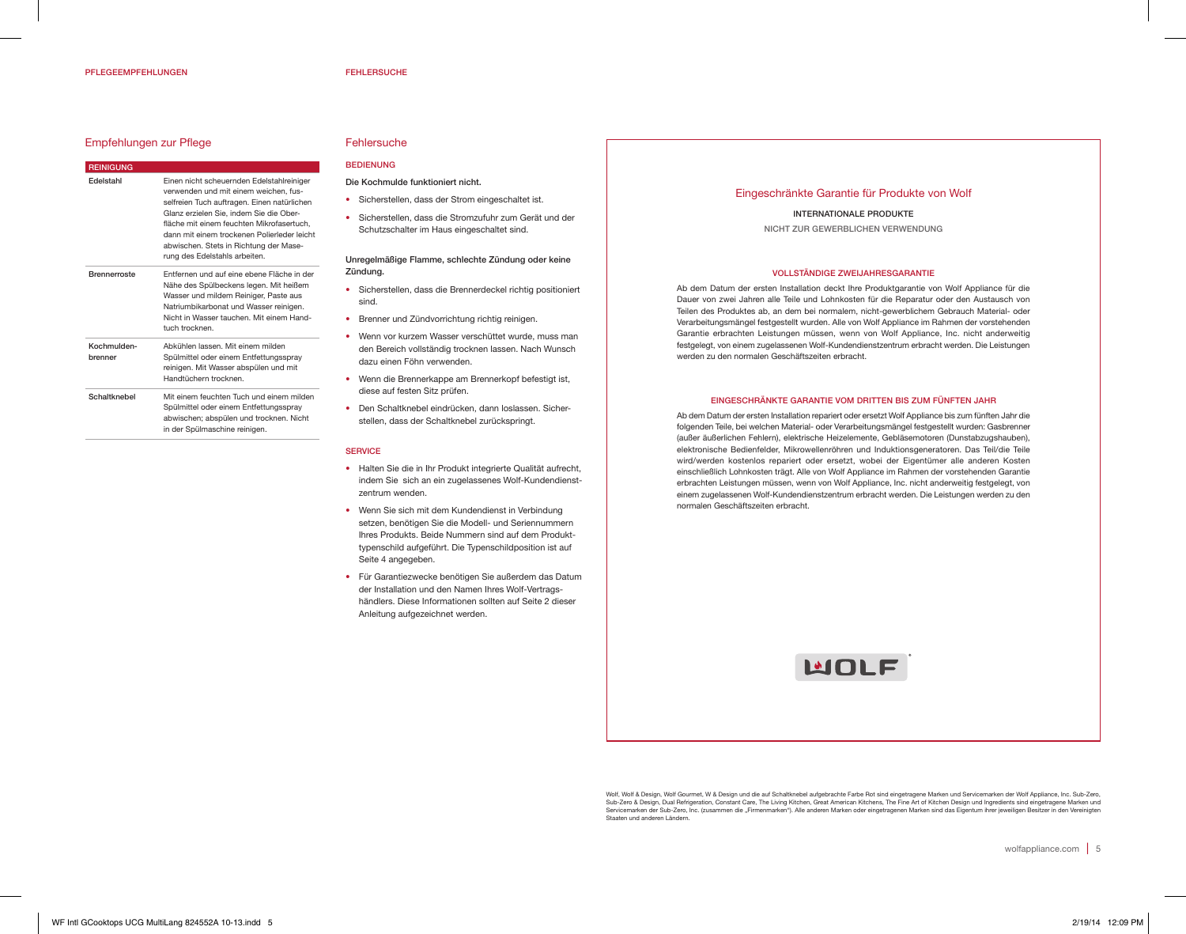## Empfehlungen zur Pflege

| REINIGUNG | |
|---|---|
| Edelstahl | Einen nicht scheuernden Edelstahlreiniger verwenden und mit einem weichen, fusselfreien Tuch auftragen. Einen natürlichen Glanz erzielen Sie, indem Sie die Oberfläche mit einem feuchten Mikrofasertuch, dann mit einem trockenen Polierleder leicht abwischen. Stets in Richtung der Maserung des Edelstahls arbeiten. |
| Brennerroste | Entfernen und auf eine ebene Fläche in der Nähe des Spülbeckens legen. Mit heißem Wasser und mildem Reiniger, Paste aus Natriumbikarbonat und Wasser reinigen. Nicht in Wasser tauchen. Mit einem Handtuch trocknen. |
| Kochmuldenbrenner | Abkühlen lassen. Mit einem milden Spülmittel oder einem Entfettungsspray reinigen. Mit Wasser abspülen und mit Handtüchern trocknen. |
| Schaltknebel | Mit einem feuchten Tuch und einem milden Spülmittel oder einem Entfettungsspray abwischen; abspülen und trocknen. Nicht in der Spülmaschine reinigen. |

## Fehlersuche

### BEDIENUNG

**Die Kochmulde funktioniert nicht.**

- Sicherstellen, dass der Strom eingeschaltet ist.
- Sicherstellen, dass die Stromzufuhr zum Gerät und der Schutzschalter im Haus eingeschaltet sind.

**Unregelmäßige Flamme, schlechte Zündung oder keine Zündung.**

- Sicherstellen, dass die Brennerdeckel richtig positioniert sind.
- Brenner und Zündvorrichtung richtig reinigen.
- Wenn vor kurzem Wasser verschüttet wurde, muss man den Bereich vollständig trocknen lassen. Nach Wunsch dazu einen Föhn verwenden.
- Wenn die Brennerkappe am Brennerkopf befestigt ist, diese auf festen Sitz prüfen.
- Den Schaltknebel eindrücken, dann loslassen. Sicherstellen, dass der Schaltknebel zurückspringt.

### SERVICE

- Halten Sie die in Ihr Produkt integrierte Qualität aufrecht, indem Sie sich an ein zugelassenes Wolf-Kundendienstzentrum wenden.
- Wenn Sie sich mit dem Kundendienst in Verbindung setzen, benötigen Sie die Modell- und Seriennummern Ihres Produkts. Beide Nummern sind auf dem Produkttypenschild aufgeführt. Die Typenschildposition ist auf Seite 4 angegeben.
- Für Garantiezwecke benötigen Sie außerdem das Datum der Installation und den Namen Ihres Wolf-Vertragshändlers. Diese Informationen sollten auf Seite 2 dieser Anleitung aufgezeichnet werden.

## Eingeschränkte Garantie für Produkte von Wolf

INTERNATIONALE PRODUKTE

NICHT ZUR GEWERBLICHEN VERWENDUNG

### VOLLSTÄNDIGE ZWEIJAHRESGARANTIE

Ab dem Datum der ersten Installation deckt Ihre Produktgarantie von Wolf Appliance für die Dauer von zwei Jahren alle Teile und Lohnkosten für die Reparatur oder den Austausch von Teilen des Produktes ab, an dem bei normalem, nicht-gewerblichem Gebrauch Material- oder Verarbeitungsmängel festgestellt wurden. Alle von Wolf Appliance im Rahmen der vorstehenden Garantie erbrachten Leistungen müssen, wenn von Wolf Appliance, Inc. nicht anderweitig festgelegt, von einem zugelassenen Wolf-Kundendienstzentrum erbracht werden. Die Leistungen werden zu den normalen Geschäftszeiten erbracht.

### EINGESCHRÄNKTE GARANTIE VOM DRITTEN BIS ZUM FÜNFTEN JAHR

Ab dem Datum der ersten Installation repariert oder ersetzt Wolf Appliance bis zum fünften Jahr die folgenden Teile, bei welchen Material- oder Verarbeitungsmängel festgestellt wurden: Gasbrenner (außer äußerlichen Fehlern), elektrische Heizelemente, Gebläsemotoren (Dunstabzugshauben), elektronische Bedienfelder, Mikrowellenröhren und Induktionsgeneratoren. Das Teil/die Teile wird/werden kostenlos repariert oder ersetzt, wobei der Eigentümer alle anderen Kosten einschließlich Lohnkosten trägt. Alle von Wolf Appliance im Rahmen der vorstehenden Garantie erbrachten Leistungen müssen, wenn von Wolf Appliance, Inc. nicht anderweitig festgelegt, von einem zugelassenen Wolf-Kundendienstzentrum erbracht werden. Die Leistungen werden zu den normalen Geschäftszeiten erbracht.

Wolf, Wolf & Design, Wolf Gourmet, W & Design und die auf Schaltknebel aufgebrachte Farbe Rot sind eingetragene Marken und Servicemarken der Wolf Appliance, Inc. Sub-Zero, Sub-Zero & Design, Dual Refrigeration, Constant Care, The Living Kitchen, Great American Kitchens, The Fine Art of Kitchen Design und Ingredients sind eingetragene Marken und Servicemarken der Sub-Zero, Inc. (zusammen die „Firmenmarken"). Alle anderen Marken oder eingetragenen Marken sind das Eigentum ihrer jeweiligen Besitzer in den Vereinigten Staaten und anderen Ländern.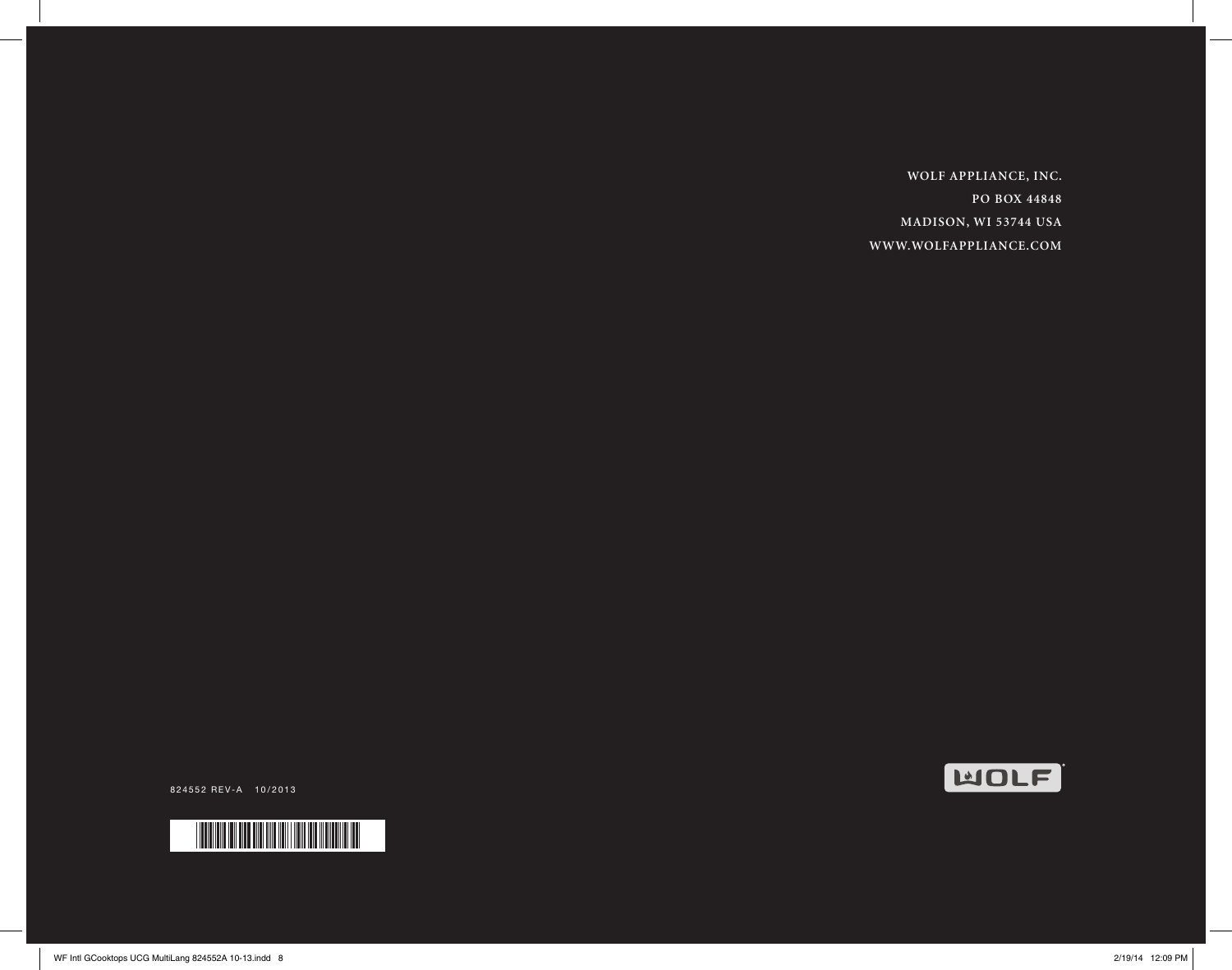WOLF APPLIANCE, INC.
PO BOX 44848
MADISON, WI 53744 USA
WWW.WOLFAPPLIANCE.COM

824552 REV-A 10/2013